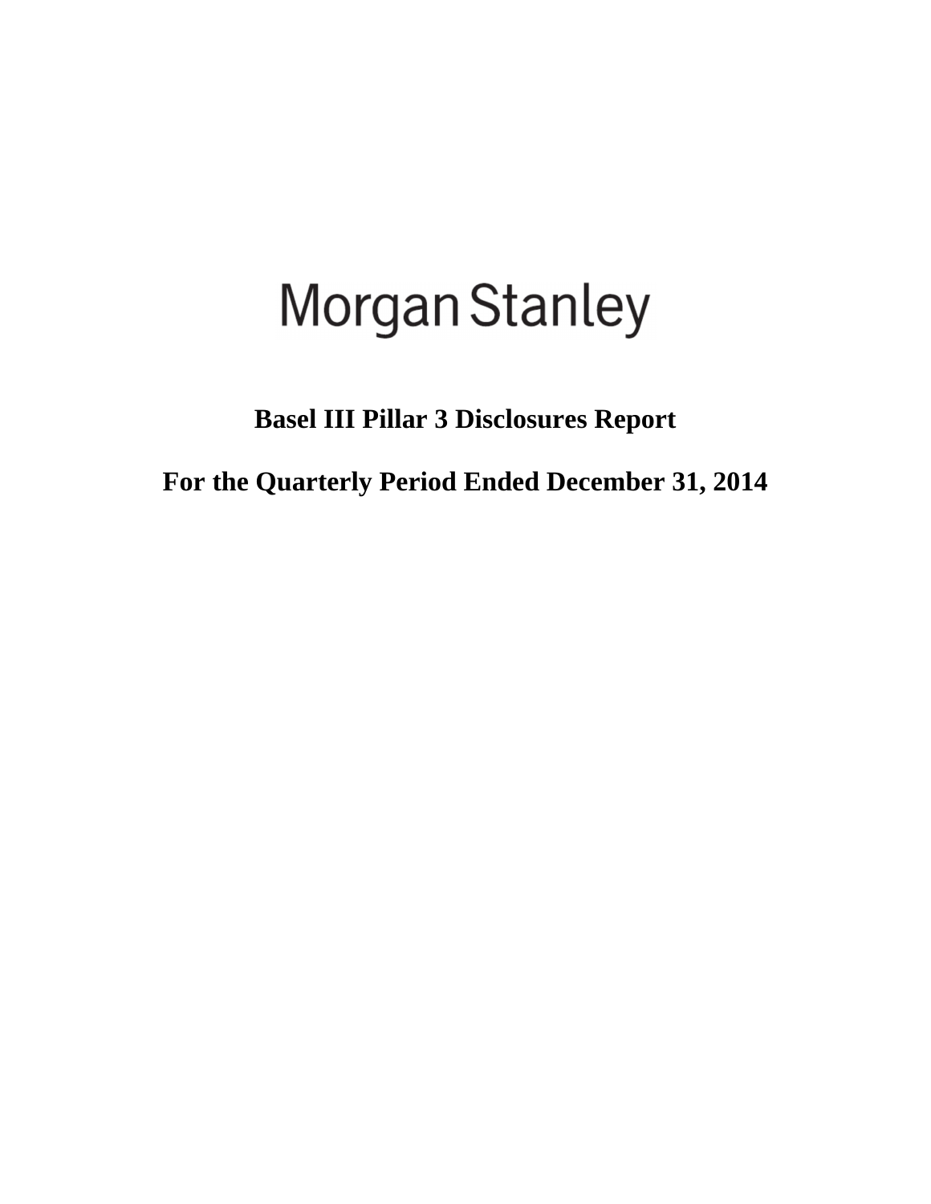# Morgan Stanley

## Basel III Pillar 3 Disclosures Report

## For the Quarterly Period Ended December 31, 2014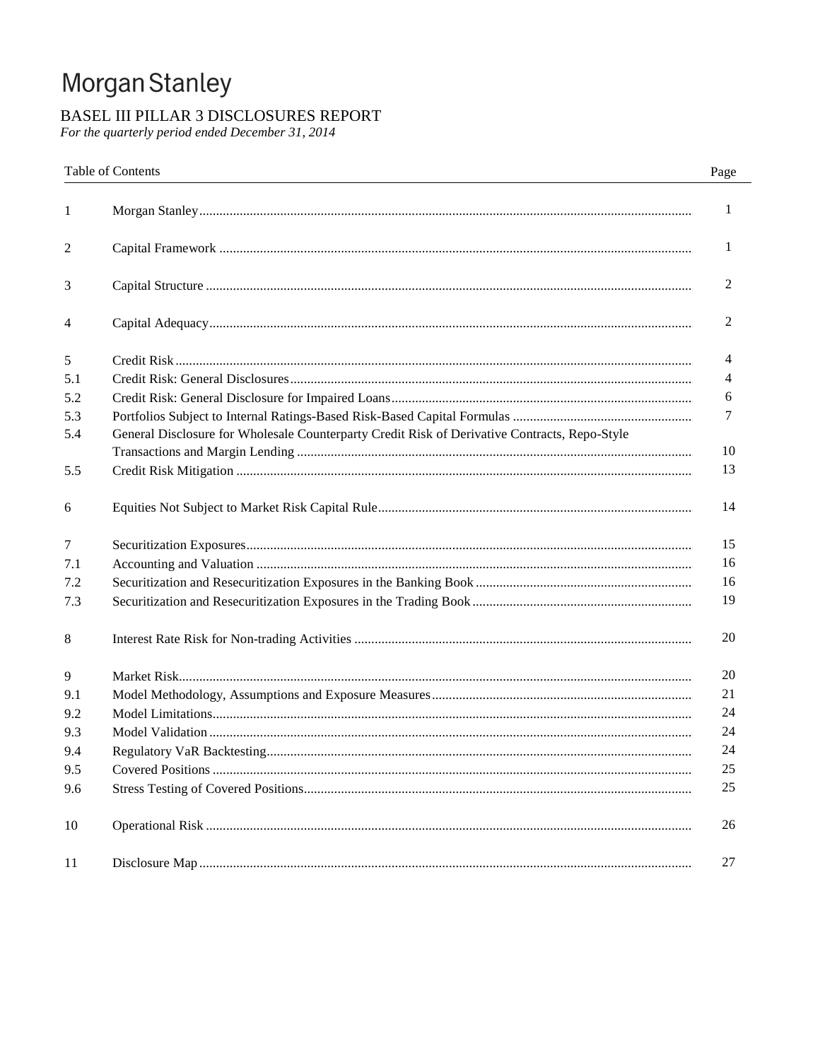# Morgan Stanley

## BASEL III PILLAR 3 DISCLOSURES REPORT

*For the quarterly period ended December 31, 2014*

| | Table of Contents | Page |
|---|---|---|
| 1 | Morgan Stanley | 1 |
| 2 | Capital Framework | 1 |
| 3 | Capital Structure | 2 |
| 4 | Capital Adequacy | 2 |
| 5 | Credit Risk | 4 |
| 5.1 | Credit Risk: General Disclosures | 4 |
| 5.2 | Credit Risk: General Disclosure for Impaired Loans | 6 |
| 5.3 | Portfolios Subject to Internal Ratings-Based Risk-Based Capital Formulas | 7 |
| 5.4 | General Disclosure for Wholesale Counterparty Credit Risk of Derivative Contracts, Repo-Style Transactions and Margin Lending | 10 |
| 5.5 | Credit Risk Mitigation | 13 |
| 6 | Equities Not Subject to Market Risk Capital Rule | 14 |
| 7 | Securitization Exposures | 15 |
| 7.1 | Accounting and Valuation | 16 |
| 7.2 | Securitization and Resecuritization Exposures in the Banking Book | 16 |
| 7.3 | Securitization and Resecuritization Exposures in the Trading Book | 19 |
| 8 | Interest Rate Risk for Non-trading Activities | 20 |
| 9 | Market Risk | 20 |
| 9.1 | Model Methodology, Assumptions and Exposure Measures | 21 |
| 9.2 | Model Limitations | 24 |
| 9.3 | Model Validation | 24 |
| 9.4 | Regulatory VaR Backtesting | 24 |
| 9.5 | Covered Positions | 25 |
| 9.6 | Stress Testing of Covered Positions | 25 |
| 10 | Operational Risk | 26 |
| 11 | Disclosure Map | 27 |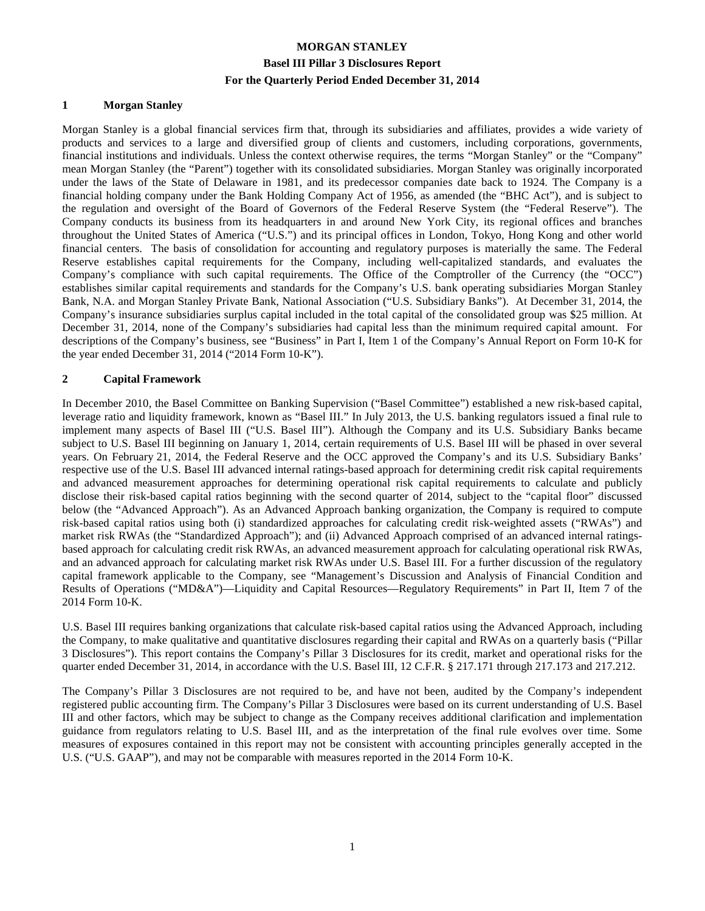**MORGAN STANLEY**

**Basel III Pillar 3 Disclosures Report**

**For the Quarterly Period Ended December 31, 2014**

## 1 Morgan Stanley

Morgan Stanley is a global financial services firm that, through its subsidiaries and affiliates, provides a wide variety of products and services to a large and diversified group of clients and customers, including corporations, governments, financial institutions and individuals. Unless the context otherwise requires, the terms "Morgan Stanley" or the "Company" mean Morgan Stanley (the "Parent") together with its consolidated subsidiaries. Morgan Stanley was originally incorporated under the laws of the State of Delaware in 1981, and its predecessor companies date back to 1924. The Company is a financial holding company under the Bank Holding Company Act of 1956, as amended (the "BHC Act"), and is subject to the regulation and oversight of the Board of Governors of the Federal Reserve System (the "Federal Reserve"). The Company conducts its business from its headquarters in and around New York City, its regional offices and branches throughout the United States of America ("U.S.") and its principal offices in London, Tokyo, Hong Kong and other world financial centers. The basis of consolidation for accounting and regulatory purposes is materially the same. The Federal Reserve establishes capital requirements for the Company, including well-capitalized standards, and evaluates the Company's compliance with such capital requirements. The Office of the Comptroller of the Currency (the "OCC") establishes similar capital requirements and standards for the Company's U.S. bank operating subsidiaries Morgan Stanley Bank, N.A. and Morgan Stanley Private Bank, National Association ("U.S. Subsidiary Banks"). At December 31, 2014, the Company's insurance subsidiaries surplus capital included in the total capital of the consolidated group was $25 million. At December 31, 2014, none of the Company's subsidiaries had capital less than the minimum required capital amount. For descriptions of the Company's business, see "Business" in Part I, Item 1 of the Company's Annual Report on Form 10-K for the year ended December 31, 2014 ("2014 Form 10-K").

## 2 Capital Framework

In December 2010, the Basel Committee on Banking Supervision ("Basel Committee") established a new risk-based capital, leverage ratio and liquidity framework, known as "Basel III." In July 2013, the U.S. banking regulators issued a final rule to implement many aspects of Basel III ("U.S. Basel III"). Although the Company and its U.S. Subsidiary Banks became subject to U.S. Basel III beginning on January 1, 2014, certain requirements of U.S. Basel III will be phased in over several years. On February 21, 2014, the Federal Reserve and the OCC approved the Company's and its U.S. Subsidiary Banks' respective use of the U.S. Basel III advanced internal ratings-based approach for determining credit risk capital requirements and advanced measurement approaches for determining operational risk capital requirements to calculate and publicly disclose their risk-based capital ratios beginning with the second quarter of 2014, subject to the "capital floor" discussed below (the "Advanced Approach"). As an Advanced Approach banking organization, the Company is required to compute risk-based capital ratios using both (i) standardized approaches for calculating credit risk-weighted assets ("RWAs") and market risk RWAs (the "Standardized Approach"); and (ii) Advanced Approach comprised of an advanced internal ratings-based approach for calculating credit risk RWAs, an advanced measurement approach for calculating operational risk RWAs, and an advanced approach for calculating market risk RWAs under U.S. Basel III. For a further discussion of the regulatory capital framework applicable to the Company, see "Management's Discussion and Analysis of Financial Condition and Results of Operations ("MD&A")—Liquidity and Capital Resources—Regulatory Requirements" in Part II, Item 7 of the 2014 Form 10-K.

U.S. Basel III requires banking organizations that calculate risk-based capital ratios using the Advanced Approach, including the Company, to make qualitative and quantitative disclosures regarding their capital and RWAs on a quarterly basis ("Pillar 3 Disclosures"). This report contains the Company's Pillar 3 Disclosures for its credit, market and operational risks for the quarter ended December 31, 2014, in accordance with the U.S. Basel III, 12 C.F.R. § 217.171 through 217.173 and 217.212.

The Company's Pillar 3 Disclosures are not required to be, and have not been, audited by the Company's independent registered public accounting firm. The Company's Pillar 3 Disclosures were based on its current understanding of U.S. Basel III and other factors, which may be subject to change as the Company receives additional clarification and implementation guidance from regulators relating to U.S. Basel III, and as the interpretation of the final rule evolves over time. Some measures of exposures contained in this report may not be consistent with accounting principles generally accepted in the U.S. ("U.S. GAAP"), and may not be comparable with measures reported in the 2014 Form 10-K.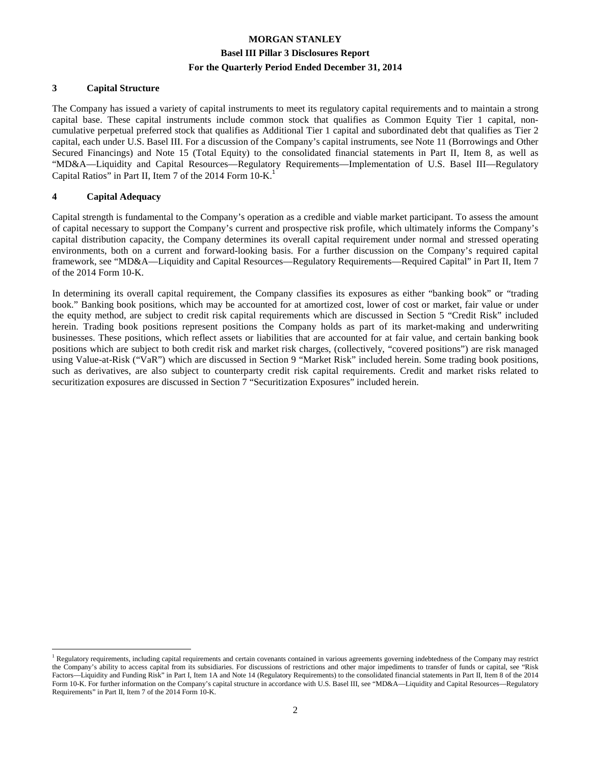## 3 Capital Structure

The Company has issued a variety of capital instruments to meet its regulatory capital requirements and to maintain a strong capital base. These capital instruments include common stock that qualifies as Common Equity Tier 1 capital, non-cumulative perpetual preferred stock that qualifies as Additional Tier 1 capital and subordinated debt that qualifies as Tier 2 capital, each under U.S. Basel III. For a discussion of the Company's capital instruments, see Note 11 (Borrowings and Other Secured Financings) and Note 15 (Total Equity) to the consolidated financial statements in Part II, Item 8, as well as "MD&A—Liquidity and Capital Resources—Regulatory Requirements—Implementation of U.S. Basel III—Regulatory Capital Ratios" in Part II, Item 7 of the 2014 Form 10-K.[1]

## 4 Capital Adequacy

Capital strength is fundamental to the Company's operation as a credible and viable market participant. To assess the amount of capital necessary to support the Company's current and prospective risk profile, which ultimately informs the Company's capital distribution capacity, the Company determines its overall capital requirement under normal and stressed operating environments, both on a current and forward-looking basis. For a further discussion on the Company's required capital framework, see "MD&A—Liquidity and Capital Resources—Regulatory Requirements—Required Capital" in Part II, Item 7 of the 2014 Form 10-K.

In determining its overall capital requirement, the Company classifies its exposures as either "banking book" or "trading book." Banking book positions, which may be accounted for at amortized cost, lower of cost or market, fair value or under the equity method, are subject to credit risk capital requirements which are discussed in Section 5 "Credit Risk" included herein. Trading book positions represent positions the Company holds as part of its market-making and underwriting businesses. These positions, which reflect assets or liabilities that are accounted for at fair value, and certain banking book positions which are subject to both credit risk and market risk charges, (collectively, "covered positions") are risk managed using Value-at-Risk ("VaR") which are discussed in Section 9 "Market Risk" included herein. Some trading book positions, such as derivatives, are also subject to counterparty credit risk capital requirements. Credit and market risks related to securitization exposures are discussed in Section 7 "Securitization Exposures" included herein.

---

[1] Regulatory requirements, including capital requirements and certain covenants contained in various agreements governing indebtedness of the Company may restrict the Company's ability to access capital from its subsidiaries. For discussions of restrictions and other major impediments to transfer of funds or capital, see "Risk Factors—Liquidity and Funding Risk" in Part I, Item 1A and Note 14 (Regulatory Requirements) to the consolidated financial statements in Part II, Item 8 of the 2014 Form 10-K. For further information on the Company's capital structure in accordance with U.S. Basel III, see "MD&A—Liquidity and Capital Resources—Regulatory Requirements" in Part II, Item 7 of the 2014 Form 10-K.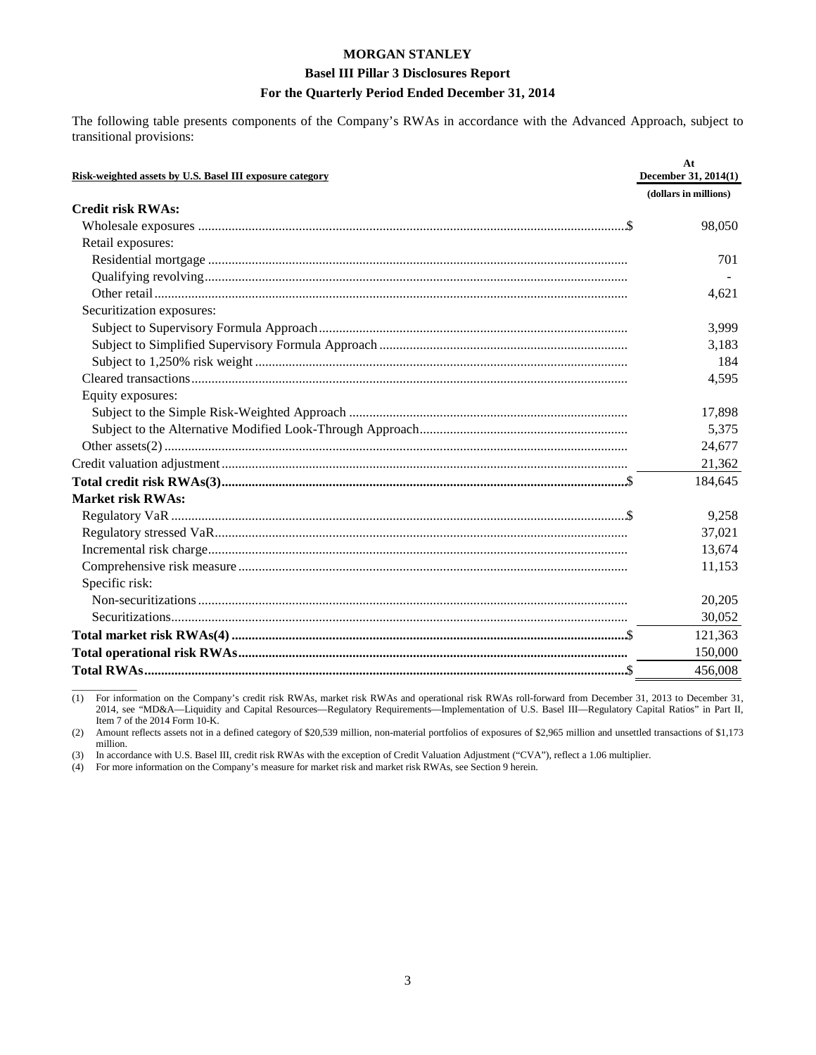The following table presents components of the Company's RWAs in accordance with the Advanced Approach, subject to transitional provisions:

| Risk-weighted assets by U.S. Basel III exposure category | At December 31, 2014(1) |
|---|---|
| | (dollars in millions) |
| **Credit risk RWAs:** | |
| Wholesale exposures | $ 98,050 |
| Retail exposures: | |
| Residential mortgage | 701 |
| Qualifying revolving | - |
| Other retail | 4,621 |
| Securitization exposures: | |
| Subject to Supervisory Formula Approach | 3,999 |
| Subject to Simplified Supervisory Formula Approach | 3,183 |
| Subject to 1,250% risk weight | 184 |
| Cleared transactions | 4,595 |
| Equity exposures: | |
| Subject to the Simple Risk-Weighted Approach | 17,898 |
| Subject to the Alternative Modified Look-Through Approach | 5,375 |
| Other assets(2) | 24,677 |
| Credit valuation adjustment | 21,362 |
| **Total credit risk RWAs(3)** | $ 184,645 |
| **Market risk RWAs:** | |
| Regulatory VaR | $ 9,258 |
| Regulatory stressed VaR | 37,021 |
| Incremental risk charge | 13,674 |
| Comprehensive risk measure | 11,153 |
| Specific risk: | |
| Non-securitizations | 20,205 |
| Securitizations | 30,052 |
| **Total market risk RWAs(4)** | $ 121,363 |
| **Total operational risk RWAs** | 150,000 |
| **Total RWAs** | $ 456,008 |

(1) For information on the Company's credit risk RWAs, market risk RWAs and operational risk RWAs roll-forward from December 31, 2013 to December 31, 2014, see "MD&A—Liquidity and Capital Resources—Regulatory Requirements—Implementation of U.S. Basel III—Regulatory Capital Ratios" in Part II, Item 7 of the 2014 Form 10-K.

(2) Amount reflects assets not in a defined category of $20,539 million, non-material portfolios of exposures of $2,965 million and unsettled transactions of $1,173 million.

(3) In accordance with U.S. Basel III, credit risk RWAs with the exception of Credit Valuation Adjustment ("CVA"), reflect a 1.06 multiplier.

(4) For more information on the Company's measure for market risk and market risk RWAs, see Section 9 herein.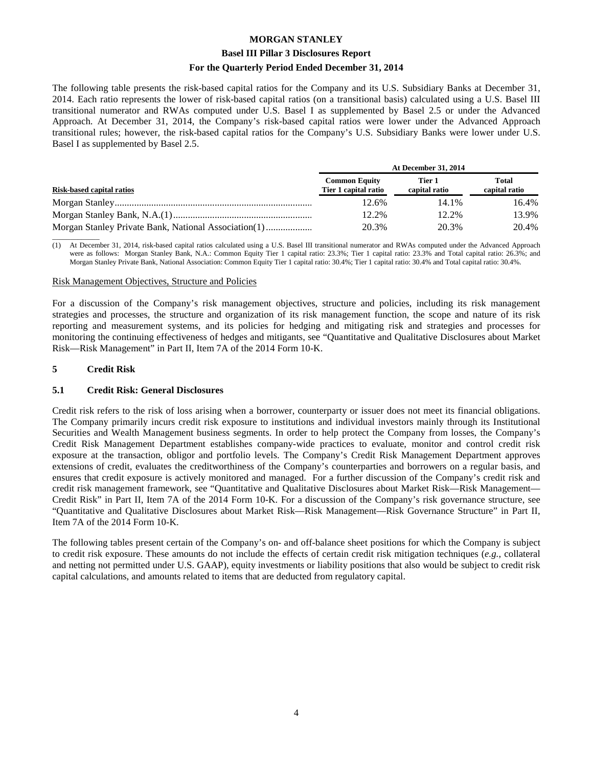The following table presents the risk-based capital ratios for the Company and its U.S. Subsidiary Banks at December 31, 2014. Each ratio represents the lower of risk-based capital ratios (on a transitional basis) calculated using a U.S. Basel III transitional numerator and RWAs computed under U.S. Basel I as supplemented by Basel 2.5 or under the Advanced Approach. At December 31, 2014, the Company's risk-based capital ratios were lower under the Advanced Approach transitional rules; however, the risk-based capital ratios for the Company's U.S. Subsidiary Banks were lower under U.S. Basel I as supplemented by Basel 2.5.

| | At December 31, 2014 | | |
|---|---|---|---|
| Risk-based capital ratios | Common Equity Tier 1 capital ratio | Tier 1 capital ratio | Total capital ratio |
| Morgan Stanley | 12.6% | 14.1% | 16.4% |
| Morgan Stanley Bank, N.A.(1) | 12.2% | 12.2% | 13.9% |
| Morgan Stanley Private Bank, National Association(1) | 20.3% | 20.3% | 20.4% |

(1) At December 31, 2014, risk-based capital ratios calculated using a U.S. Basel III transitional numerator and RWAs computed under the Advanced Approach were as follows: Morgan Stanley Bank, N.A.: Common Equity Tier 1 capital ratio: 23.3%; Tier 1 capital ratio: 23.3% and Total capital ratio: 26.3%; and Morgan Stanley Private Bank, National Association: Common Equity Tier 1 capital ratio: 30.4%; Tier 1 capital ratio: 30.4% and Total capital ratio: 30.4%.

Risk Management Objectives, Structure and Policies

For a discussion of the Company's risk management objectives, structure and policies, including its risk management strategies and processes, the structure and organization of its risk management function, the scope and nature of its risk reporting and measurement systems, and its policies for hedging and mitigating risk and strategies and processes for monitoring the continuing effectiveness of hedges and mitigants, see "Quantitative and Qualitative Disclosures about Market Risk—Risk Management" in Part II, Item 7A of the 2014 Form 10-K.

## 5 Credit Risk

### 5.1 Credit Risk: General Disclosures

Credit risk refers to the risk of loss arising when a borrower, counterparty or issuer does not meet its financial obligations. The Company primarily incurs credit risk exposure to institutions and individual investors mainly through its Institutional Securities and Wealth Management business segments. In order to help protect the Company from losses, the Company's Credit Risk Management Department establishes company-wide practices to evaluate, monitor and control credit risk exposure at the transaction, obligor and portfolio levels. The Company's Credit Risk Management Department approves extensions of credit, evaluates the creditworthiness of the Company's counterparties and borrowers on a regular basis, and ensures that credit exposure is actively monitored and managed. For a further discussion of the Company's credit risk and credit risk management framework, see "Quantitative and Qualitative Disclosures about Market Risk—Risk Management—Credit Risk" in Part II, Item 7A of the 2014 Form 10-K. For a discussion of the Company's risk governance structure, see "Quantitative and Qualitative Disclosures about Market Risk—Risk Management—Risk Governance Structure" in Part II, Item 7A of the 2014 Form 10-K.

The following tables present certain of the Company's on- and off-balance sheet positions for which the Company is subject to credit risk exposure. These amounts do not include the effects of certain credit risk mitigation techniques (*e.g.*, collateral and netting not permitted under U.S. GAAP), equity investments or liability positions that also would be subject to credit risk capital calculations, and amounts related to items that are deducted from regulatory capital.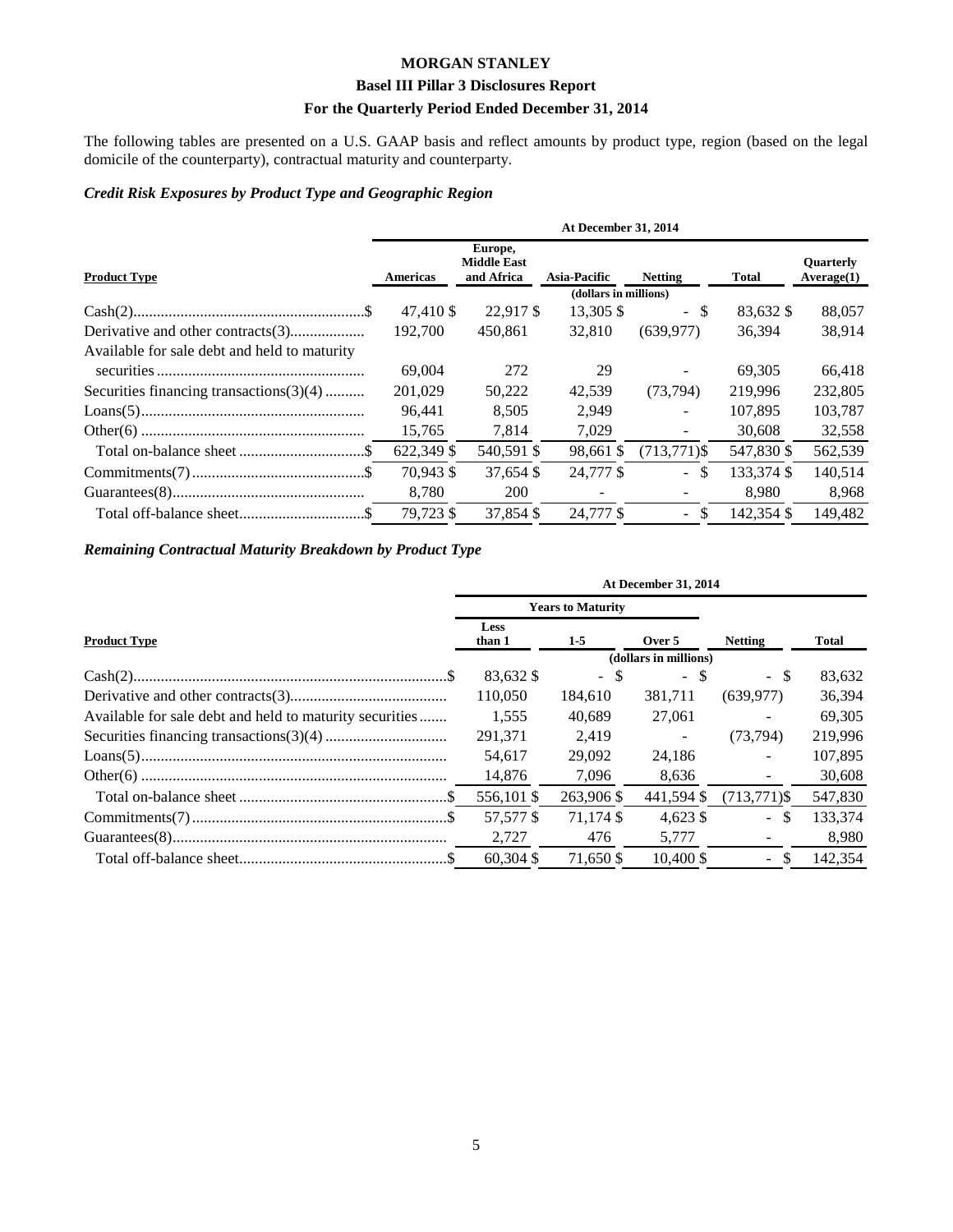**MORGAN STANLEY**

**Basel III Pillar 3 Disclosures Report**

**For the Quarterly Period Ended December 31, 2014**

The following tables are presented on a U.S. GAAP basis and reflect amounts by product type, region (based on the legal domicile of the counterparty), contractual maturity and counterparty.

### *Credit Risk Exposures by Product Type and Geographic Region*

| | At December 31, 2014 | | | | | |
|---|---|---|---|---|---|---|
| **Product Type** | **Americas** | **Europe, Middle East and Africa** | **Asia-Pacific** | **Netting** | **Total** | **Quarterly Average(1)** |
| | (dollars in millions) | | | | | |
| Cash(2) | $ 47,410 | $ 22,917 | $ 13,305 | $ - | $ 83,632 | $ 88,057 |
| Derivative and other contracts(3) | 192,700 | 450,861 | 32,810 | (639,977) | 36,394 | 38,914 |
| Available for sale debt and held to maturity securities | 69,004 | 272 | 29 | - | 69,305 | 66,418 |
| Securities financing transactions(3)(4) | 201,029 | 50,222 | 42,539 | (73,794) | 219,996 | 232,805 |
| Loans(5) | 96,441 | 8,505 | 2,949 | - | 107,895 | 103,787 |
| Other(6) | 15,765 | 7,814 | 7,029 | - | 30,608 | 32,558 |
| Total on-balance sheet | $ 622,349 | $ 540,591 | $ 98,661 | $ (713,771) | $ 547,830 | $ 562,539 |
| Commitments(7) | $ 70,943 | $ 37,654 | $ 24,777 | $ - | $ 133,374 | $ 140,514 |
| Guarantees(8) | 8,780 | 200 | - | - | 8,980 | 8,968 |
| Total off-balance sheet | $ 79,723 | $ 37,854 | $ 24,777 | $ - | $ 142,354 | $ 149,482 |

### *Remaining Contractual Maturity Breakdown by Product Type*

| | At December 31, 2014 | | | | |
|---|---|---|---|---|---|
| | Years to Maturity | | | | |
| **Product Type** | **Less than 1** | **1-5** | **Over 5** | **Netting** | **Total** |
| | (dollars in millions) | | | | |
| Cash(2) | $ 83,632 | $ - | $ - | $ - | $ 83,632 |
| Derivative and other contracts(3) | 110,050 | 184,610 | 381,711 | (639,977) | 36,394 |
| Available for sale debt and held to maturity securities | 1,555 | 40,689 | 27,061 | - | 69,305 |
| Securities financing transactions(3)(4) | 291,371 | 2,419 | - | (73,794) | 219,996 |
| Loans(5) | 54,617 | 29,092 | 24,186 | - | 107,895 |
| Other(6) | 14,876 | 7,096 | 8,636 | - | 30,608 |
| Total on-balance sheet | $ 556,101 | $ 263,906 | $ 441,594 | $ (713,771) | $ 547,830 |
| Commitments(7) | $ 57,577 | $ 71,174 | $ 4,623 | $ - | $ 133,374 |
| Guarantees(8) | 2,727 | 476 | 5,777 | - | 8,980 |
| Total off-balance sheet | $ 60,304 | $ 71,650 | $ 10,400 | $ - | $ 142,354 |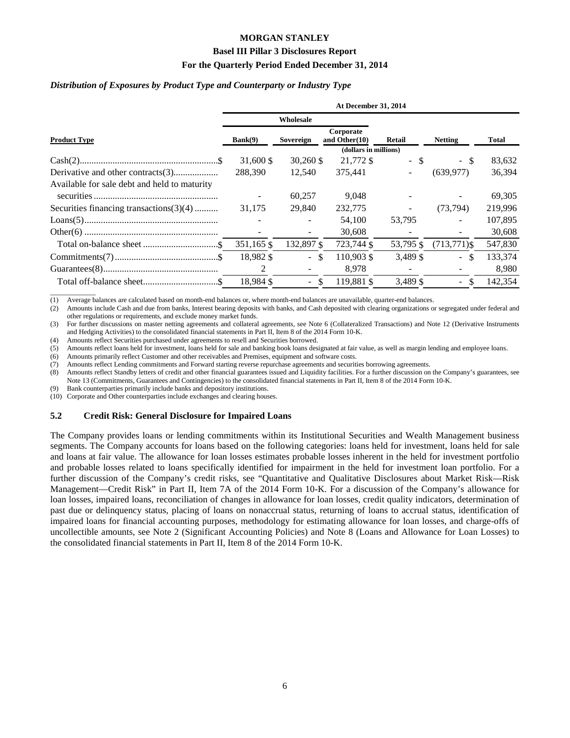### *Distribution of Exposures by Product Type and Counterparty or Industry Type*

| | At December 31, 2014 | | | | | |
|---|---|---|---|---|---|---|
| | Wholesale | | | | | |
| Product Type | Bank(9) | Sovereign | Corporate and Other(10) | Retail | Netting | Total |
| | | | (dollars in millions) | | | |
| Cash(2) | $ 31,600 | $ 30,260 | $ 21,772 | $ - | $ - | $ 83,632 |
| Derivative and other contracts(3) | 288,390 | 12,540 | 375,441 | - | (639,977) | 36,394 |
| Available for sale debt and held to maturity securities | - | 60,257 | 9,048 | - | - | 69,305 |
| Securities financing transactions(3)(4) | 31,175 | 29,840 | 232,775 | - | (73,794) | 219,996 |
| Loans(5) | - | - | 54,100 | 53,795 | - | 107,895 |
| Other(6) | - | - | 30,608 | - | - | 30,608 |
| Total on-balance sheet | $ 351,165 | $ 132,897 | $ 723,744 | $ 53,795 | $ (713,771) | $ 547,830 |
| Commitments(7) | $ 18,982 | $ - | $ 110,903 | $ 3,489 | $ - | $ 133,374 |
| Guarantees(8) | 2 | - | 8,978 | - | - | 8,980 |
| Total off-balance sheet | $ 18,984 | $ - | $ 119,881 | $ 3,489 | $ - | $ 142,354 |

(1) Average balances are calculated based on month-end balances or, where month-end balances are unavailable, quarter-end balances.
(2) Amounts include Cash and due from banks, Interest bearing deposits with banks, and Cash deposited with clearing organizations or segregated under federal and other regulations or requirements, and exclude money market funds.
(3) For further discussions on master netting agreements and collateral agreements, see Note 6 (Collateralized Transactions) and Note 12 (Derivative Instruments and Hedging Activities) to the consolidated financial statements in Part II, Item 8 of the 2014 Form 10-K.
(4) Amounts reflect Securities purchased under agreements to resell and Securities borrowed.
(5) Amounts reflect loans held for investment, loans held for sale and banking book loans designated at fair value, as well as margin lending and employee loans.
(6) Amounts primarily reflect Customer and other receivables and Premises, equipment and software costs.
(7) Amounts reflect Lending commitments and Forward starting reverse repurchase agreements and securities borrowing agreements.
(8) Amounts reflect Standby letters of credit and other financial guarantees issued and Liquidity facilities. For a further discussion on the Company's guarantees, see Note 13 (Commitments, Guarantees and Contingencies) to the consolidated financial statements in Part II, Item 8 of the 2014 Form 10-K.
(9) Bank counterparties primarily include banks and depository institutions.
(10) Corporate and Other counterparties include exchanges and clearing houses.

## 5.2 Credit Risk: General Disclosure for Impaired Loans

The Company provides loans or lending commitments within its Institutional Securities and Wealth Management business segments. The Company accounts for loans based on the following categories: loans held for investment, loans held for sale and loans at fair value. The allowance for loan losses estimates probable losses inherent in the held for investment portfolio and probable losses related to loans specifically identified for impairment in the held for investment loan portfolio. For a further discussion of the Company's credit risks, see "Quantitative and Qualitative Disclosures about Market Risk—Risk Management—Credit Risk" in Part II, Item 7A of the 2014 Form 10-K. For a discussion of the Company's allowance for loan losses, impaired loans, reconciliation of changes in allowance for loan losses, credit quality indicators, determination of past due or delinquency status, placing of loans on nonaccrual status, returning of loans to accrual status, identification of impaired loans for financial accounting purposes, methodology for estimating allowance for loan losses, and charge-offs of uncollectible amounts, see Note 2 (Significant Accounting Policies) and Note 8 (Loans and Allowance for Loan Losses) to the consolidated financial statements in Part II, Item 8 of the 2014 Form 10-K.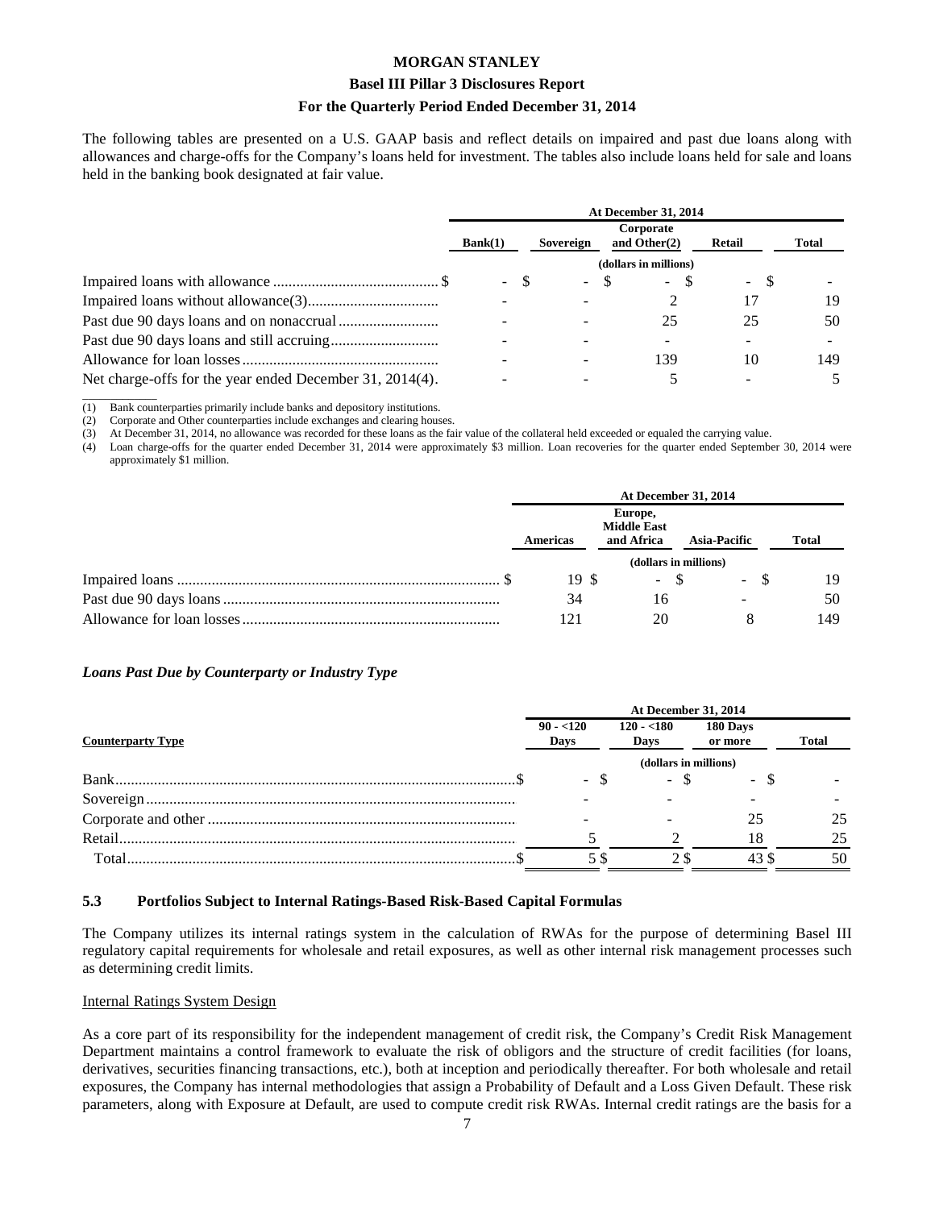The following tables are presented on a U.S. GAAP basis and reflect details on impaired and past due loans along with allowances and charge-offs for the Company's loans held for investment. The tables also include loans held for sale and loans held in the banking book designated at fair value.

| | At December 31, 2014 | | | | |
|---|---|---|---|---|---|
| | Bank(1) | Sovereign | Corporate and Other(2) | Retail | Total |
| | (dollars in millions) | | | | |
| Impaired loans with allowance | $ - | $ - | $ - | $ - | $ - |
| Impaired loans without allowance(3) | - | - | 2 | 17 | 19 |
| Past due 90 days loans and on nonaccrual | - | - | 25 | 25 | 50 |
| Past due 90 days loans and still accruing | - | - | - | - | - |
| Allowance for loan losses | - | - | 139 | 10 | 149 |
| Net charge-offs for the year ended December 31, 2014(4). | - | - | 5 | - | 5 |

(1) Bank counterparties primarily include banks and depository institutions.
(2) Corporate and Other counterparties include exchanges and clearing houses.
(3) At December 31, 2014, no allowance was recorded for these loans as the fair value of the collateral held exceeded or equaled the carrying value.
(4) Loan charge-offs for the quarter ended December 31, 2014 were approximately $3 million. Loan recoveries for the quarter ended September 30, 2014 were approximately $1 million.

| | At December 31, 2014 | | | |
|---|---|---|---|---|
| | Americas | Europe, Middle East and Africa | Asia-Pacific | Total |
| | (dollars in millions) | | | |
| Impaired loans | $ 19 | $ - | $ - | $ 19 |
| Past due 90 days loans | 34 | 16 | - | 50 |
| Allowance for loan losses | 121 | 20 | 8 | 149 |

### *Loans Past Due by Counterparty or Industry Type*

| | At December 31, 2014 | | | |
|---|---|---|---|---|
| Counterparty Type | 90 - <120 Days | 120 - <180 Days | 180 Days or more | Total |
| | (dollars in millions) | | | |
| Bank | $ - | $ - | $ - | $ - |
| Sovereign | - | - | - | - |
| Corporate and other | - | - | 25 | 25 |
| Retail | 5 | 2 | 18 | 25 |
| Total | $ 5 | $ 2 | $ 43 | $ 50 |

## 5.3 Portfolios Subject to Internal Ratings-Based Risk-Based Capital Formulas

The Company utilizes its internal ratings system in the calculation of RWAs for the purpose of determining Basel III regulatory capital requirements for wholesale and retail exposures, as well as other internal risk management processes such as determining credit limits.

Internal Ratings System Design

As a core part of its responsibility for the independent management of credit risk, the Company's Credit Risk Management Department maintains a control framework to evaluate the risk of obligors and the structure of credit facilities (for loans, derivatives, securities financing transactions, etc.), both at inception and periodically thereafter. For both wholesale and retail exposures, the Company has internal methodologies that assign a Probability of Default and a Loss Given Default. These risk parameters, along with Exposure at Default, are used to compute credit risk RWAs. Internal credit ratings are the basis for a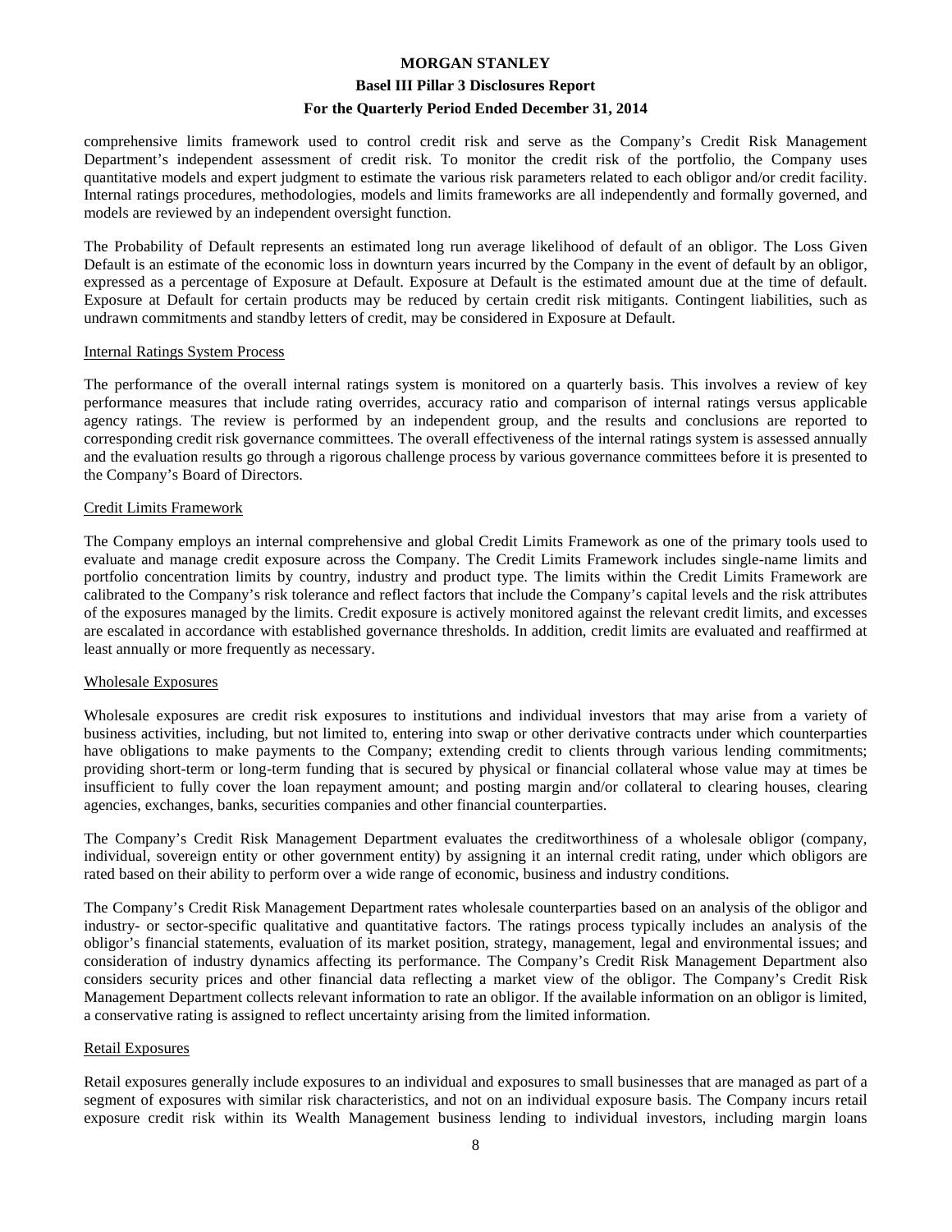comprehensive limits framework used to control credit risk and serve as the Company's Credit Risk Management Department's independent assessment of credit risk. To monitor the credit risk of the portfolio, the Company uses quantitative models and expert judgment to estimate the various risk parameters related to each obligor and/or credit facility. Internal ratings procedures, methodologies, models and limits frameworks are all independently and formally governed, and models are reviewed by an independent oversight function.

The Probability of Default represents an estimated long run average likelihood of default of an obligor. The Loss Given Default is an estimate of the economic loss in downturn years incurred by the Company in the event of default by an obligor, expressed as a percentage of Exposure at Default. Exposure at Default is the estimated amount due at the time of default. Exposure at Default for certain products may be reduced by certain credit risk mitigants. Contingent liabilities, such as undrawn commitments and standby letters of credit, may be considered in Exposure at Default.

Internal Ratings System Process

The performance of the overall internal ratings system is monitored on a quarterly basis. This involves a review of key performance measures that include rating overrides, accuracy ratio and comparison of internal ratings versus applicable agency ratings. The review is performed by an independent group, and the results and conclusions are reported to corresponding credit risk governance committees. The overall effectiveness of the internal ratings system is assessed annually and the evaluation results go through a rigorous challenge process by various governance committees before it is presented to the Company's Board of Directors.

Credit Limits Framework

The Company employs an internal comprehensive and global Credit Limits Framework as one of the primary tools used to evaluate and manage credit exposure across the Company. The Credit Limits Framework includes single-name limits and portfolio concentration limits by country, industry and product type. The limits within the Credit Limits Framework are calibrated to the Company's risk tolerance and reflect factors that include the Company's capital levels and the risk attributes of the exposures managed by the limits. Credit exposure is actively monitored against the relevant credit limits, and excesses are escalated in accordance with established governance thresholds. In addition, credit limits are evaluated and reaffirmed at least annually or more frequently as necessary.

Wholesale Exposures

Wholesale exposures are credit risk exposures to institutions and individual investors that may arise from a variety of business activities, including, but not limited to, entering into swap or other derivative contracts under which counterparties have obligations to make payments to the Company; extending credit to clients through various lending commitments; providing short-term or long-term funding that is secured by physical or financial collateral whose value may at times be insufficient to fully cover the loan repayment amount; and posting margin and/or collateral to clearing houses, clearing agencies, exchanges, banks, securities companies and other financial counterparties.

The Company's Credit Risk Management Department evaluates the creditworthiness of a wholesale obligor (company, individual, sovereign entity or other government entity) by assigning it an internal credit rating, under which obligors are rated based on their ability to perform over a wide range of economic, business and industry conditions.

The Company's Credit Risk Management Department rates wholesale counterparties based on an analysis of the obligor and industry- or sector-specific qualitative and quantitative factors. The ratings process typically includes an analysis of the obligor's financial statements, evaluation of its market position, strategy, management, legal and environmental issues; and consideration of industry dynamics affecting its performance. The Company's Credit Risk Management Department also considers security prices and other financial data reflecting a market view of the obligor. The Company's Credit Risk Management Department collects relevant information to rate an obligor. If the available information on an obligor is limited, a conservative rating is assigned to reflect uncertainty arising from the limited information.

Retail Exposures

Retail exposures generally include exposures to an individual and exposures to small businesses that are managed as part of a segment of exposures with similar risk characteristics, and not on an individual exposure basis. The Company incurs retail exposure credit risk within its Wealth Management business lending to individual investors, including margin loans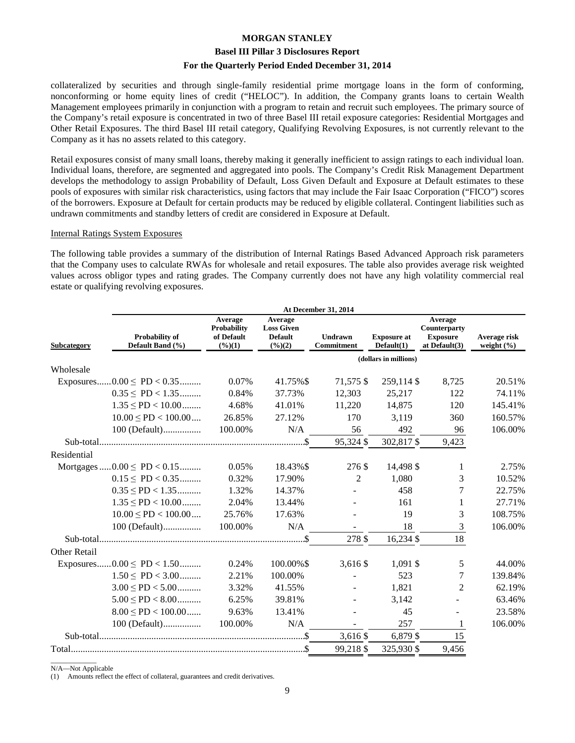collateralized by securities and through single-family residential prime mortgage loans in the form of conforming, nonconforming or home equity lines of credit ("HELOC"). In addition, the Company grants loans to certain Wealth Management employees primarily in conjunction with a program to retain and recruit such employees. The primary source of the Company's retail exposure is concentrated in two of three Basel III retail exposure categories: Residential Mortgages and Other Retail Exposures. The third Basel III retail category, Qualifying Revolving Exposures, is not currently relevant to the Company as it has no assets related to this category.

Retail exposures consist of many small loans, thereby making it generally inefficient to assign ratings to each individual loan. Individual loans, therefore, are segmented and aggregated into pools. The Company's Credit Risk Management Department develops the methodology to assign Probability of Default, Loss Given Default and Exposure at Default estimates to these pools of exposures with similar risk characteristics, using factors that may include the Fair Isaac Corporation ("FICO") scores of the borrowers. Exposure at Default for certain products may be reduced by eligible collateral. Contingent liabilities such as undrawn commitments and standby letters of credit are considered in Exposure at Default.

Internal Ratings System Exposures

The following table provides a summary of the distribution of Internal Ratings Based Advanced Approach risk parameters that the Company uses to calculate RWAs for wholesale and retail exposures. The table also provides average risk weighted values across obligor types and rating grades. The Company currently does not have any high volatility commercial real estate or qualifying revolving exposures.

| | At December 31, 2014 | | | | | | |
|---|---|---|---|---|---|---|---|
| Subcategory | Probability of Default Band (%) | Average Probability of Default (%)(1) | Average Loss Given Default (%)(2) | Undrawn Commitment | Exposure at Default(1) | Average Counterparty Exposure at Default(3) | Average risk weight (%) |
| | | | | (dollars in millions) | | | |
| Wholesale | | | | | | | |
| Exposures | 0.00 ≤ PD < 0.35 | 0.07% | 41.75% | $ 71,575 | $ 259,114 | $ 8,725 | 20.51% |
| | 0.35 ≤ PD < 1.35 | 0.84% | 37.73% | 12,303 | 25,217 | 122 | 74.11% |
| | 1.35 ≤ PD < 10.00 | 4.68% | 41.01% | 11,220 | 14,875 | 120 | 145.41% |
| | 10.00 ≤ PD < 100.00 | 26.85% | 27.12% | 170 | 3,119 | 360 | 160.57% |
| | 100 (Default) | 100.00% | N/A | 56 | 492 | 96 | 106.00% |
| Sub-total | | | | $ 95,324 | $ 302,817 | $ 9,423 | |
| Residential | | | | | | | |
| Mortgages | 0.00 ≤ PD < 0.15 | 0.05% | 18.43% | $ 276 | $ 14,498 | $ 1 | 2.75% |
| | 0.15 ≤ PD < 0.35 | 0.32% | 17.90% | 2 | 1,080 | 3 | 10.52% |
| | 0.35 ≤ PD < 1.35 | 1.32% | 14.37% | - | 458 | 7 | 22.75% |
| | 1.35 ≤ PD < 10.00 | 2.04% | 13.44% | - | 161 | 1 | 27.71% |
| | 10.00 ≤ PD < 100.00 | 25.76% | 17.63% | - | 19 | 3 | 108.75% |
| | 100 (Default) | 100.00% | N/A | - | 18 | 3 | 106.00% |
| Sub-total | | | | $ 278 | $ 16,234 | $ 18 | |
| Other Retail | | | | | | | |
| Exposures | 0.00 ≤ PD < 1.50 | 0.24% | 100.00% | $ 3,616 | $ 1,091 | $ 5 | 44.00% |
| | 1.50 ≤ PD < 3.00 | 2.21% | 100.00% | - | 523 | 7 | 139.84% |
| | 3.00 ≤ PD < 5.00 | 3.32% | 41.55% | - | 1,821 | 2 | 62.19% |
| | 5.00 ≤ PD < 8.00 | 6.25% | 39.81% | - | 3,142 | - | 63.46% |
| | 8.00 ≤ PD < 100.00 | 9.63% | 13.41% | - | 45 | - | 23.58% |
| | 100 (Default) | 100.00% | N/A | - | 257 | 1 | 106.00% |
| Sub-total | | | | $ 3,616 | $ 6,879 | $ 15 | |
| Total | | | | $ 99,218 | $ 325,930 | $ 9,456 | |

N/A—Not Applicable

(1) Amounts reflect the effect of collateral, guarantees and credit derivatives.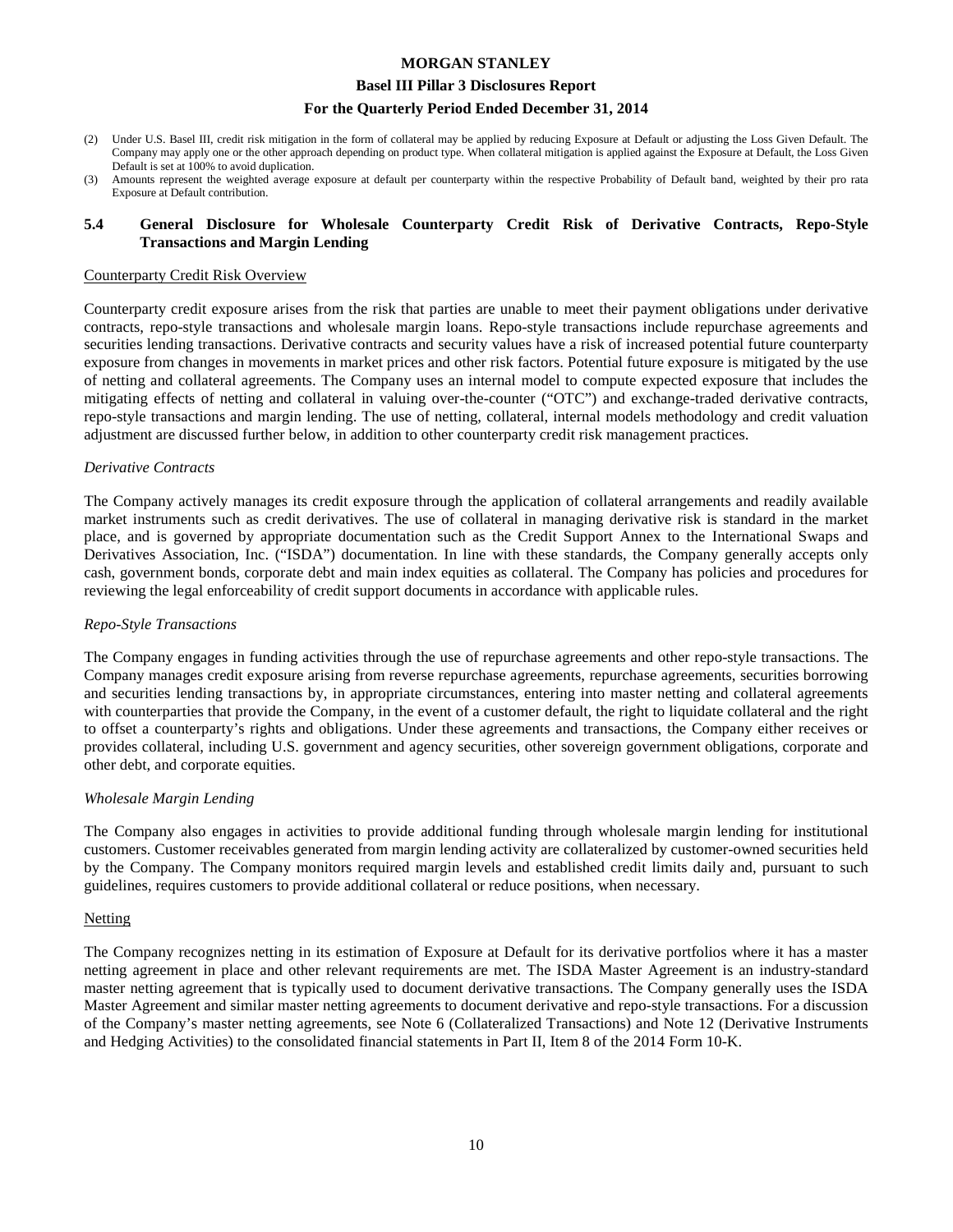(2) Under U.S. Basel III, credit risk mitigation in the form of collateral may be applied by reducing Exposure at Default or adjusting the Loss Given Default. The Company may apply one or the other approach depending on product type. When collateral mitigation is applied against the Exposure at Default, the Loss Given Default is set at 100% to avoid duplication.

(3) Amounts represent the weighted average exposure at default per counterparty within the respective Probability of Default band, weighted by their pro rata Exposure at Default contribution.

## 5.4 General Disclosure for Wholesale Counterparty Credit Risk of Derivative Contracts, Repo-Style Transactions and Margin Lending

Counterparty Credit Risk Overview

Counterparty credit exposure arises from the risk that parties are unable to meet their payment obligations under derivative contracts, repo-style transactions and wholesale margin loans. Repo-style transactions include repurchase agreements and securities lending transactions. Derivative contracts and security values have a risk of increased potential future counterparty exposure from changes in movements in market prices and other risk factors. Potential future exposure is mitigated by the use of netting and collateral agreements. The Company uses an internal model to compute expected exposure that includes the mitigating effects of netting and collateral in valuing over-the-counter ("OTC") and exchange-traded derivative contracts, repo-style transactions and margin lending. The use of netting, collateral, internal models methodology and credit valuation adjustment are discussed further below, in addition to other counterparty credit risk management practices.

*Derivative Contracts*

The Company actively manages its credit exposure through the application of collateral arrangements and readily available market instruments such as credit derivatives. The use of collateral in managing derivative risk is standard in the market place, and is governed by appropriate documentation such as the Credit Support Annex to the International Swaps and Derivatives Association, Inc. ("ISDA") documentation. In line with these standards, the Company generally accepts only cash, government bonds, corporate debt and main index equities as collateral. The Company has policies and procedures for reviewing the legal enforceability of credit support documents in accordance with applicable rules.

*Repo-Style Transactions*

The Company engages in funding activities through the use of repurchase agreements and other repo-style transactions. The Company manages credit exposure arising from reverse repurchase agreements, repurchase agreements, securities borrowing and securities lending transactions by, in appropriate circumstances, entering into master netting and collateral agreements with counterparties that provide the Company, in the event of a customer default, the right to liquidate collateral and the right to offset a counterparty's rights and obligations. Under these agreements and transactions, the Company either receives or provides collateral, including U.S. government and agency securities, other sovereign government obligations, corporate and other debt, and corporate equities.

*Wholesale Margin Lending*

The Company also engages in activities to provide additional funding through wholesale margin lending for institutional customers. Customer receivables generated from margin lending activity are collateralized by customer-owned securities held by the Company. The Company monitors required margin levels and established credit limits daily and, pursuant to such guidelines, requires customers to provide additional collateral or reduce positions, when necessary.

Netting

The Company recognizes netting in its estimation of Exposure at Default for its derivative portfolios where it has a master netting agreement in place and other relevant requirements are met. The ISDA Master Agreement is an industry-standard master netting agreement that is typically used to document derivative transactions. The Company generally uses the ISDA Master Agreement and similar master netting agreements to document derivative and repo-style transactions. For a discussion of the Company's master netting agreements, see Note 6 (Collateralized Transactions) and Note 12 (Derivative Instruments and Hedging Activities) to the consolidated financial statements in Part II, Item 8 of the 2014 Form 10-K.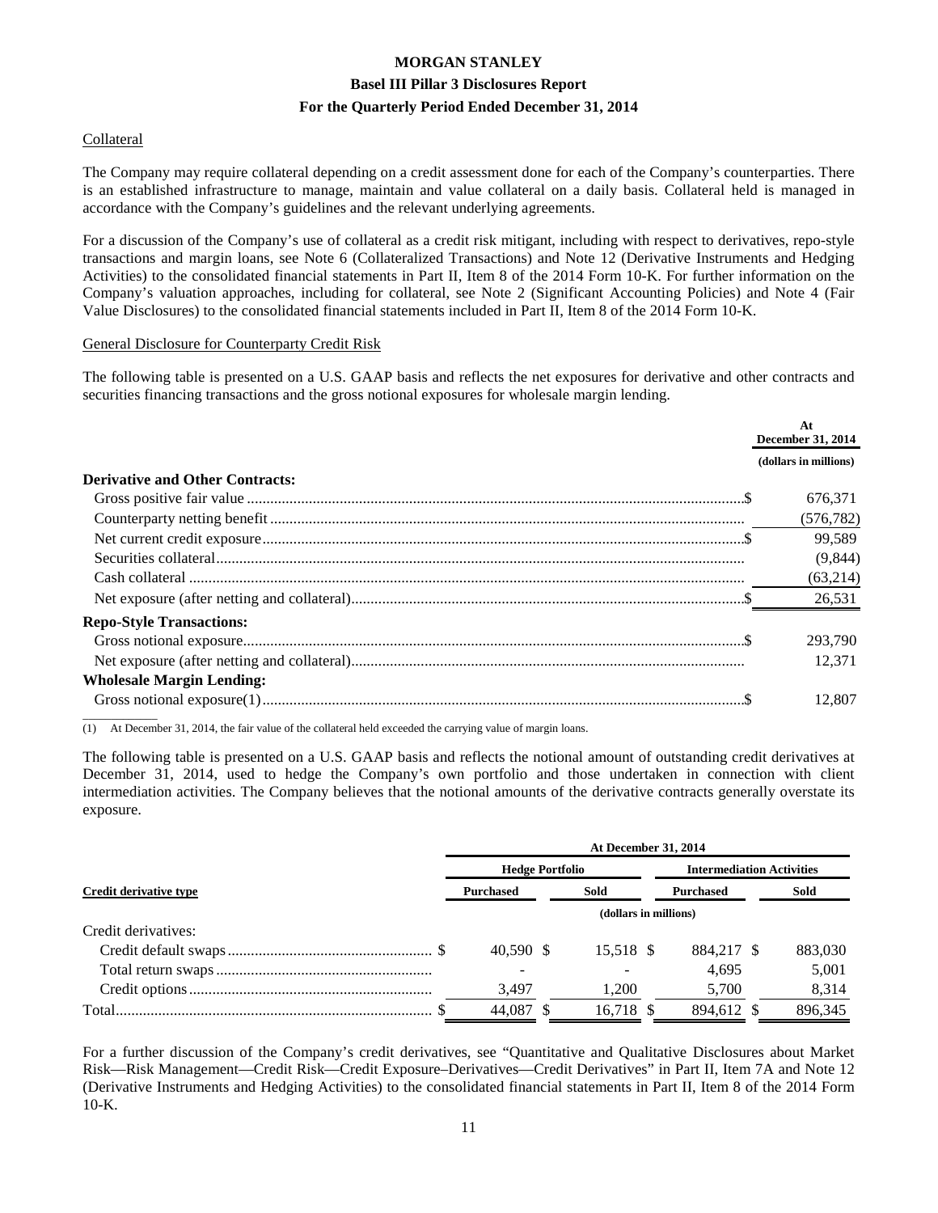### Collateral

The Company may require collateral depending on a credit assessment done for each of the Company's counterparties. There is an established infrastructure to manage, maintain and value collateral on a daily basis. Collateral held is managed in accordance with the Company's guidelines and the relevant underlying agreements.

For a discussion of the Company's use of collateral as a credit risk mitigant, including with respect to derivatives, repo-style transactions and margin loans, see Note 6 (Collateralized Transactions) and Note 12 (Derivative Instruments and Hedging Activities) to the consolidated financial statements in Part II, Item 8 of the 2014 Form 10-K. For further information on the Company's valuation approaches, including for collateral, see Note 2 (Significant Accounting Policies) and Note 4 (Fair Value Disclosures) to the consolidated financial statements included in Part II, Item 8 of the 2014 Form 10-K.

### General Disclosure for Counterparty Credit Risk

The following table is presented on a U.S. GAAP basis and reflects the net exposures for derivative and other contracts and securities financing transactions and the gross notional exposures for wholesale margin lending.

| | At December 31, 2014 |
|---|---|
| | (dollars in millions) |
| **Derivative and Other Contracts:** | |
| Gross positive fair value | $ 676,371 |
| Counterparty netting benefit | (576,782) |
| Net current credit exposure | $ 99,589 |
| Securities collateral | (9,844) |
| Cash collateral | (63,214) |
| Net exposure (after netting and collateral) | $ 26,531 |
| **Repo-Style Transactions:** | |
| Gross notional exposure | $ 293,790 |
| Net exposure (after netting and collateral) | 12,371 |
| **Wholesale Margin Lending:** | |
| Gross notional exposure(1) | $ 12,807 |

(1) At December 31, 2014, the fair value of the collateral held exceeded the carrying value of margin loans.

The following table is presented on a U.S. GAAP basis and reflects the notional amount of outstanding credit derivatives at December 31, 2014, used to hedge the Company's own portfolio and those undertaken in connection with client intermediation activities. The Company believes that the notional amounts of the derivative contracts generally overstate its exposure.

| | At December 31, 2014 | | | |
|---|---|---|---|---|
| | Hedge Portfolio | | Intermediation Activities | |
| **Credit derivative type** | Purchased | Sold | Purchased | Sold |
| | (dollars in millions) | | | |
| Credit derivatives: | | | | |
| Credit default swaps | $ 40,590 | $ 15,518 | $ 884,217 | $ 883,030 |
| Total return swaps | - | - | 4,695 | 5,001 |
| Credit options | 3,497 | 1,200 | 5,700 | 8,314 |
| Total | $ 44,087 | $ 16,718 | $ 894,612 | $ 896,345 |

For a further discussion of the Company's credit derivatives, see "Quantitative and Qualitative Disclosures about Market Risk—Risk Management—Credit Risk—Credit Exposure–Derivatives—Credit Derivatives" in Part II, Item 7A and Note 12 (Derivative Instruments and Hedging Activities) to the consolidated financial statements in Part II, Item 8 of the 2014 Form 10-K.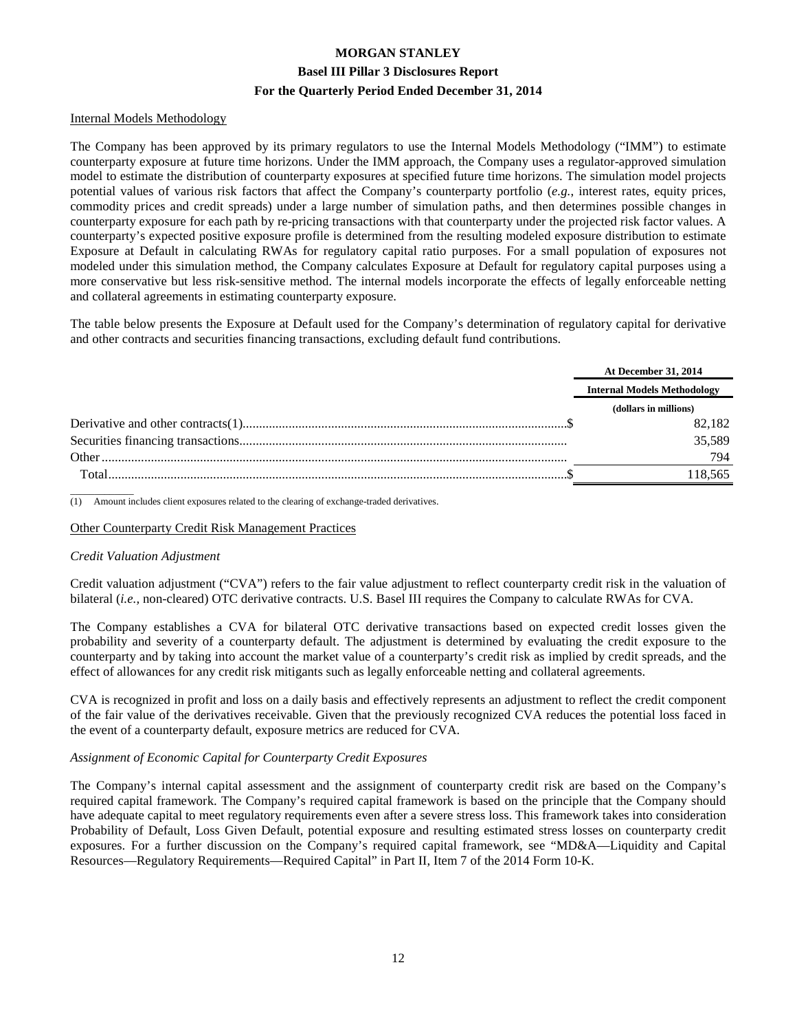Internal Models Methodology

The Company has been approved by its primary regulators to use the Internal Models Methodology ("IMM") to estimate counterparty exposure at future time horizons. Under the IMM approach, the Company uses a regulator-approved simulation model to estimate the distribution of counterparty exposures at specified future time horizons. The simulation model projects potential values of various risk factors that affect the Company's counterparty portfolio (*e.g.*, interest rates, equity prices, commodity prices and credit spreads) under a large number of simulation paths, and then determines possible changes in counterparty exposure for each path by re-pricing transactions with that counterparty under the projected risk factor values. A counterparty's expected positive exposure profile is determined from the resulting modeled exposure distribution to estimate Exposure at Default in calculating RWAs for regulatory capital ratio purposes. For a small population of exposures not modeled under this simulation method, the Company calculates Exposure at Default for regulatory capital purposes using a more conservative but less risk-sensitive method. The internal models incorporate the effects of legally enforceable netting and collateral agreements in estimating counterparty exposure.

The table below presents the Exposure at Default used for the Company's determination of regulatory capital for derivative and other contracts and securities financing transactions, excluding default fund contributions.

| | At December 31, 2014 |
|---|---|
| | Internal Models Methodology |
| | (dollars in millions) |
| Derivative and other contracts(1) | $ 82,182 |
| Securities financing transactions | 35,589 |
| Other | 794 |
| Total | $ 118,565 |

(1) Amount includes client exposures related to the clearing of exchange-traded derivatives.

Other Counterparty Credit Risk Management Practices

*Credit Valuation Adjustment*

Credit valuation adjustment ("CVA") refers to the fair value adjustment to reflect counterparty credit risk in the valuation of bilateral (*i.e.,* non-cleared) OTC derivative contracts. U.S. Basel III requires the Company to calculate RWAs for CVA.

The Company establishes a CVA for bilateral OTC derivative transactions based on expected credit losses given the probability and severity of a counterparty default. The adjustment is determined by evaluating the credit exposure to the counterparty and by taking into account the market value of a counterparty's credit risk as implied by credit spreads, and the effect of allowances for any credit risk mitigants such as legally enforceable netting and collateral agreements.

CVA is recognized in profit and loss on a daily basis and effectively represents an adjustment to reflect the credit component of the fair value of the derivatives receivable. Given that the previously recognized CVA reduces the potential loss faced in the event of a counterparty default, exposure metrics are reduced for CVA.

*Assignment of Economic Capital for Counterparty Credit Exposures*

The Company's internal capital assessment and the assignment of counterparty credit risk are based on the Company's required capital framework. The Company's required capital framework is based on the principle that the Company should have adequate capital to meet regulatory requirements even after a severe stress loss. This framework takes into consideration Probability of Default, Loss Given Default, potential exposure and resulting estimated stress losses on counterparty credit exposures. For a further discussion on the Company's required capital framework, see "MD&A—Liquidity and Capital Resources—Regulatory Requirements—Required Capital" in Part II, Item 7 of the 2014 Form 10-K.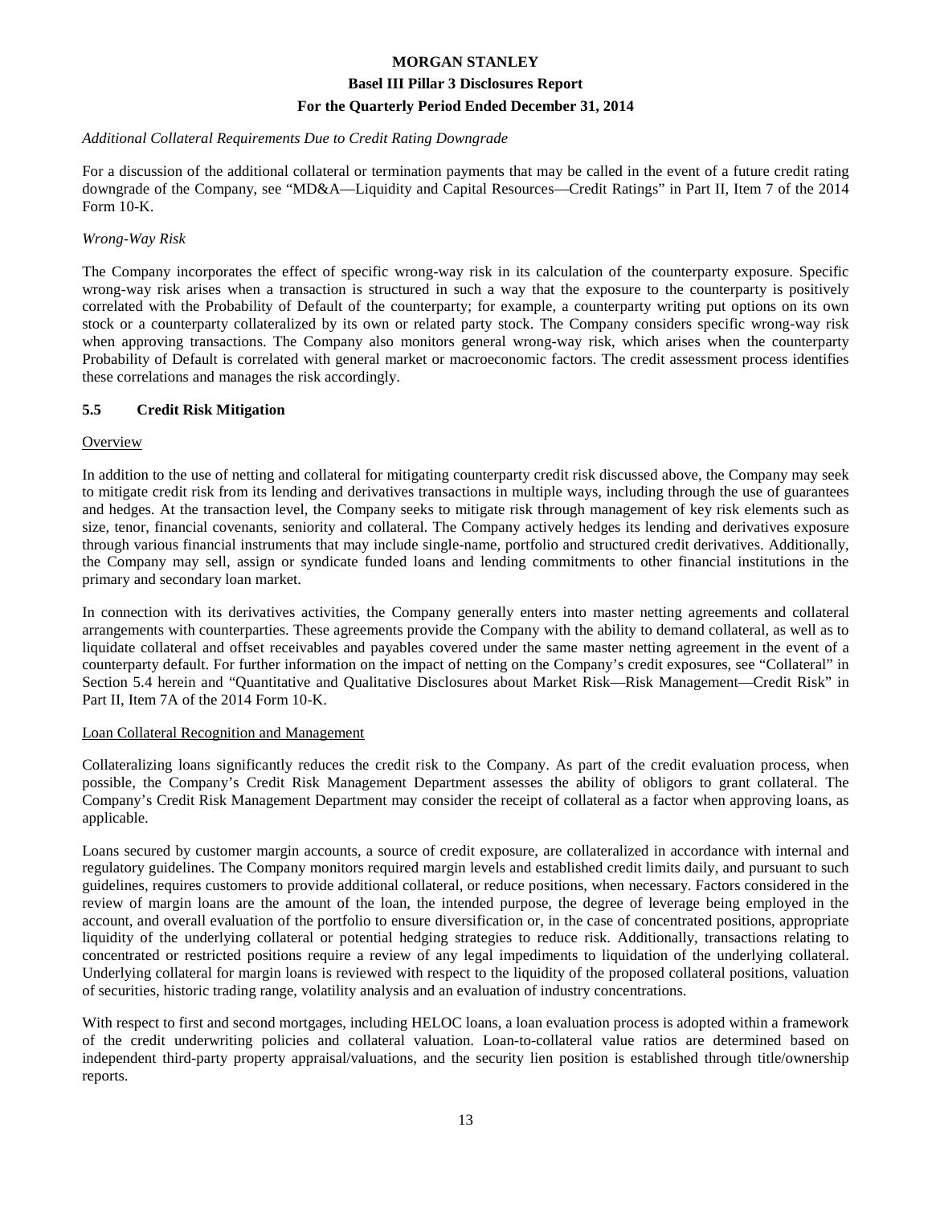*Additional Collateral Requirements Due to Credit Rating Downgrade*

For a discussion of the additional collateral or termination payments that may be called in the event of a future credit rating downgrade of the Company, see "MD&A—Liquidity and Capital Resources—Credit Ratings" in Part II, Item 7 of the 2014 Form 10-K.

*Wrong-Way Risk*

The Company incorporates the effect of specific wrong-way risk in its calculation of the counterparty exposure. Specific wrong-way risk arises when a transaction is structured in such a way that the exposure to the counterparty is positively correlated with the Probability of Default of the counterparty; for example, a counterparty writing put options on its own stock or a counterparty collateralized by its own or related party stock. The Company considers specific wrong-way risk when approving transactions. The Company also monitors general wrong-way risk, which arises when the counterparty Probability of Default is correlated with general market or macroeconomic factors. The credit assessment process identifies these correlations and manages the risk accordingly.

## 5.5 Credit Risk Mitigation

Overview

In addition to the use of netting and collateral for mitigating counterparty credit risk discussed above, the Company may seek to mitigate credit risk from its lending and derivatives transactions in multiple ways, including through the use of guarantees and hedges. At the transaction level, the Company seeks to mitigate risk through management of key risk elements such as size, tenor, financial covenants, seniority and collateral. The Company actively hedges its lending and derivatives exposure through various financial instruments that may include single-name, portfolio and structured credit derivatives. Additionally, the Company may sell, assign or syndicate funded loans and lending commitments to other financial institutions in the primary and secondary loan market.

In connection with its derivatives activities, the Company generally enters into master netting agreements and collateral arrangements with counterparties. These agreements provide the Company with the ability to demand collateral, as well as to liquidate collateral and offset receivables and payables covered under the same master netting agreement in the event of a counterparty default. For further information on the impact of netting on the Company's credit exposures, see "Collateral" in Section 5.4 herein and "Quantitative and Qualitative Disclosures about Market Risk—Risk Management—Credit Risk" in Part II, Item 7A of the 2014 Form 10-K.

Loan Collateral Recognition and Management

Collateralizing loans significantly reduces the credit risk to the Company. As part of the credit evaluation process, when possible, the Company's Credit Risk Management Department assesses the ability of obligors to grant collateral. The Company's Credit Risk Management Department may consider the receipt of collateral as a factor when approving loans, as applicable.

Loans secured by customer margin accounts, a source of credit exposure, are collateralized in accordance with internal and regulatory guidelines. The Company monitors required margin levels and established credit limits daily, and pursuant to such guidelines, requires customers to provide additional collateral, or reduce positions, when necessary. Factors considered in the review of margin loans are the amount of the loan, the intended purpose, the degree of leverage being employed in the account, and overall evaluation of the portfolio to ensure diversification or, in the case of concentrated positions, appropriate liquidity of the underlying collateral or potential hedging strategies to reduce risk. Additionally, transactions relating to concentrated or restricted positions require a review of any legal impediments to liquidation of the underlying collateral. Underlying collateral for margin loans is reviewed with respect to the liquidity of the proposed collateral positions, valuation of securities, historic trading range, volatility analysis and an evaluation of industry concentrations.

With respect to first and second mortgages, including HELOC loans, a loan evaluation process is adopted within a framework of the credit underwriting policies and collateral valuation. Loan-to-collateral value ratios are determined based on independent third-party property appraisal/valuations, and the security lien position is established through title/ownership reports.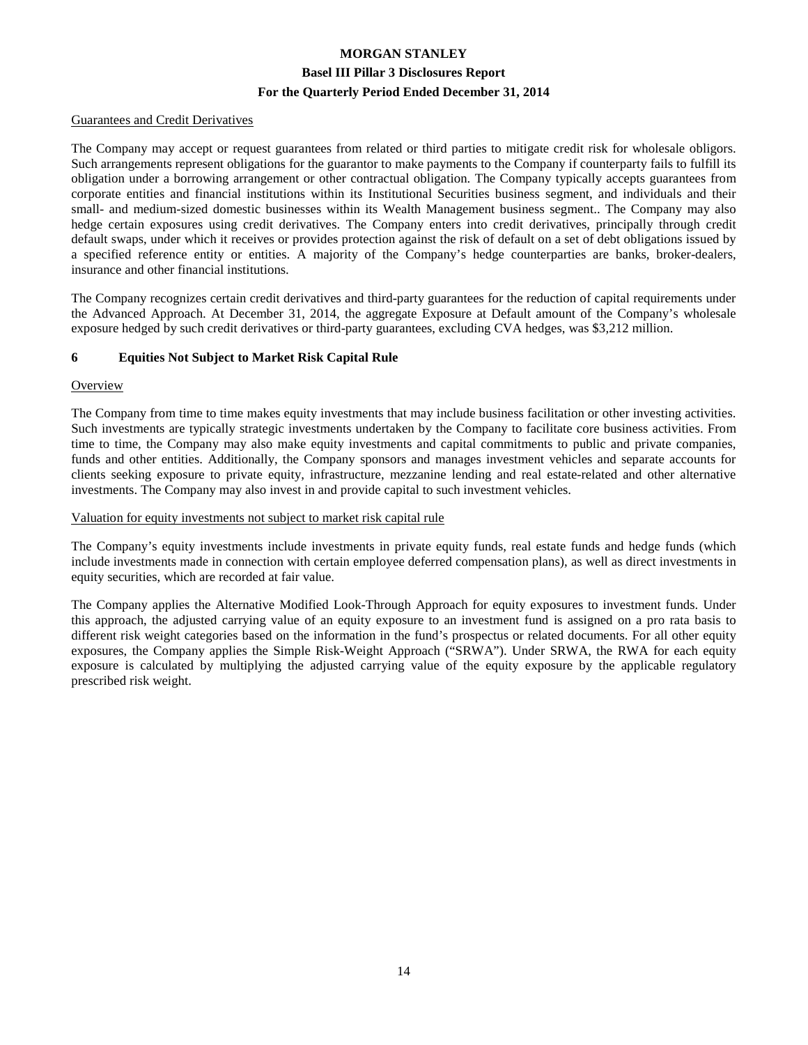Guarantees and Credit Derivatives

The Company may accept or request guarantees from related or third parties to mitigate credit risk for wholesale obligors. Such arrangements represent obligations for the guarantor to make payments to the Company if counterparty fails to fulfill its obligation under a borrowing arrangement or other contractual obligation. The Company typically accepts guarantees from corporate entities and financial institutions within its Institutional Securities business segment, and individuals and their small- and medium-sized domestic businesses within its Wealth Management business segment.. The Company may also hedge certain exposures using credit derivatives. The Company enters into credit derivatives, principally through credit default swaps, under which it receives or provides protection against the risk of default on a set of debt obligations issued by a specified reference entity or entities. A majority of the Company's hedge counterparties are banks, broker-dealers, insurance and other financial institutions.

The Company recognizes certain credit derivatives and third-party guarantees for the reduction of capital requirements under the Advanced Approach. At December 31, 2014, the aggregate Exposure at Default amount of the Company's wholesale exposure hedged by such credit derivatives or third-party guarantees, excluding CVA hedges, was $3,212 million.

## 6 Equities Not Subject to Market Risk Capital Rule

Overview

The Company from time to time makes equity investments that may include business facilitation or other investing activities. Such investments are typically strategic investments undertaken by the Company to facilitate core business activities. From time to time, the Company may also make equity investments and capital commitments to public and private companies, funds and other entities. Additionally, the Company sponsors and manages investment vehicles and separate accounts for clients seeking exposure to private equity, infrastructure, mezzanine lending and real estate-related and other alternative investments. The Company may also invest in and provide capital to such investment vehicles.

Valuation for equity investments not subject to market risk capital rule

The Company's equity investments include investments in private equity funds, real estate funds and hedge funds (which include investments made in connection with certain employee deferred compensation plans), as well as direct investments in equity securities, which are recorded at fair value.

The Company applies the Alternative Modified Look-Through Approach for equity exposures to investment funds. Under this approach, the adjusted carrying value of an equity exposure to an investment fund is assigned on a pro rata basis to different risk weight categories based on the information in the fund's prospectus or related documents. For all other equity exposures, the Company applies the Simple Risk-Weight Approach ("SRWA"). Under SRWA, the RWA for each equity exposure is calculated by multiplying the adjusted carrying value of the equity exposure by the applicable regulatory prescribed risk weight.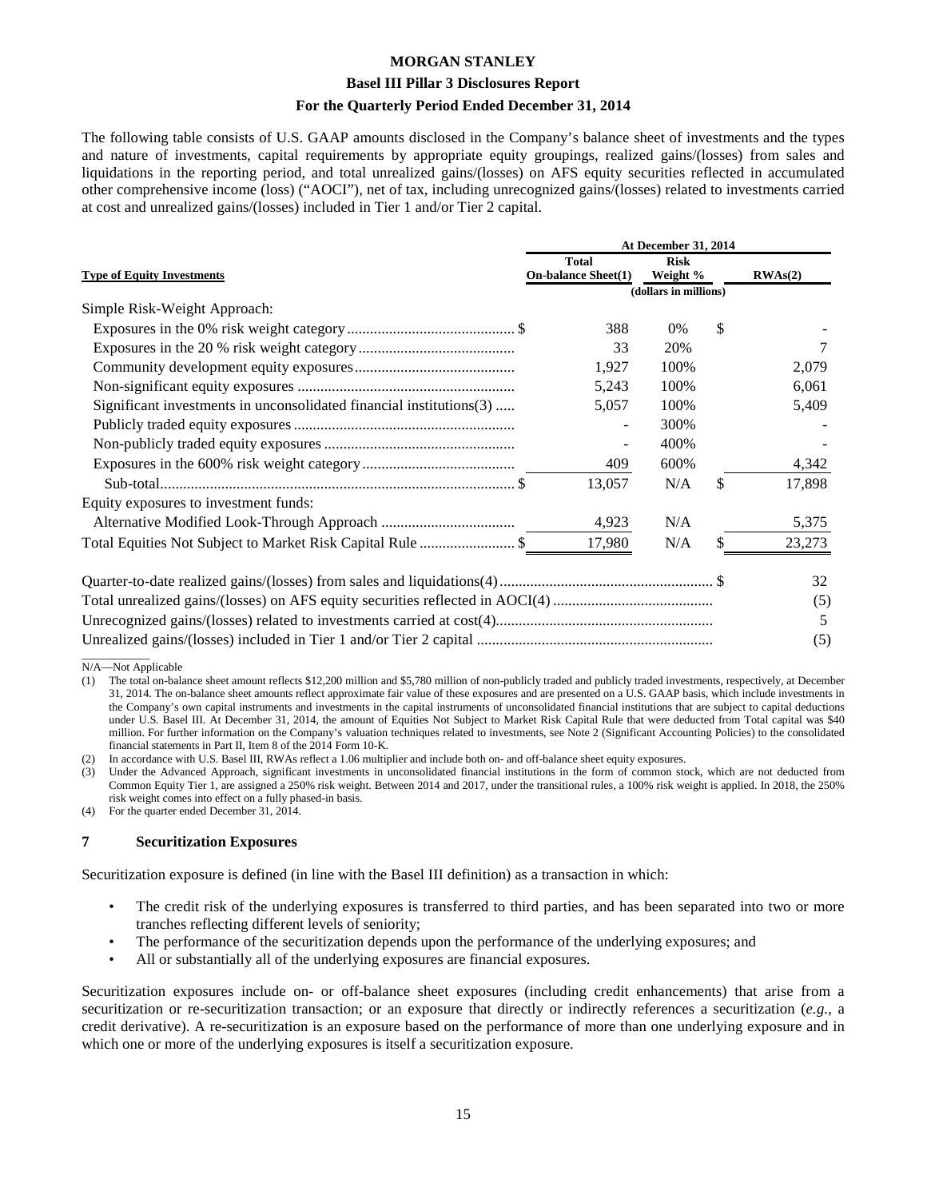The following table consists of U.S. GAAP amounts disclosed in the Company's balance sheet of investments and the types and nature of investments, capital requirements by appropriate equity groupings, realized gains/(losses) from sales and liquidations in the reporting period, and total unrealized gains/(losses) on AFS equity securities reflected in accumulated other comprehensive income (loss) ("AOCI"), net of tax, including unrecognized gains/(losses) related to investments carried at cost and unrealized gains/(losses) included in Tier 1 and/or Tier 2 capital.

| | At December 31, 2014 | | |
|---|---|---|---|
| **Type of Equity Investments** | **Total On-balance Sheet(1)** | **Risk Weight %** | **RWAs(2)** |
| | (dollars in millions) | | |
| Simple Risk-Weight Approach: | | | |
| Exposures in the 0% risk weight category | $ 388 | 0% | $ - |
| Exposures in the 20 % risk weight category | 33 | 20% | 7 |
| Community development equity exposures | 1,927 | 100% | 2,079 |
| Non-significant equity exposures | 5,243 | 100% | 6,061 |
| Significant investments in unconsolidated financial institutions(3) | 5,057 | 100% | 5,409 |
| Publicly traded equity exposures | - | 300% | - |
| Non-publicly traded equity exposures | - | 400% | - |
| Exposures in the 600% risk weight category | 409 | 600% | 4,342 |
| Sub-total | $ 13,057 | N/A | $ 17,898 |
| Equity exposures to investment funds: | | | |
| Alternative Modified Look-Through Approach | 4,923 | N/A | 5,375 |
| Total Equities Not Subject to Market Risk Capital Rule | $ 17,980 | N/A | $ 23,273 |

| | |
|---|---|
| Quarter-to-date realized gains/(losses) from sales and liquidations(4) | $ 32 |
| Total unrealized gains/(losses) on AFS equity securities reflected in AOCI(4) | (5) |
| Unrecognized gains/(losses) related to investments carried at cost(4) | 5 |
| Unrealized gains/(losses) included in Tier 1 and/or Tier 2 capital | (5) |

N/A—Not Applicable

(1) The total on-balance sheet amount reflects $12,200 million and $5,780 million of non-publicly traded and publicly traded investments, respectively, at December 31, 2014. The on-balance sheet amounts reflect approximate fair value of these exposures and are presented on a U.S. GAAP basis, which include investments in the Company's own capital instruments and investments in the capital instruments of unconsolidated financial institutions that are subject to capital deductions under U.S. Basel III. At December 31, 2014, the amount of Equities Not Subject to Market Risk Capital Rule that were deducted from Total capital was $40 million. For further information on the Company's valuation techniques related to investments, see Note 2 (Significant Accounting Policies) to the consolidated financial statements in Part II, Item 8 of the 2014 Form 10-K.

(2) In accordance with U.S. Basel III, RWAs reflect a 1.06 multiplier and include both on- and off-balance sheet equity exposures.

(3) Under the Advanced Approach, significant investments in unconsolidated financial institutions in the form of common stock, which are not deducted from Common Equity Tier 1, are assigned a 250% risk weight. Between 2014 and 2017, under the transitional rules, a 100% risk weight is applied. In 2018, the 250% risk weight comes into effect on a fully phased-in basis.

(4) For the quarter ended December 31, 2014.

## 7 Securitization Exposures

Securitization exposure is defined (in line with the Basel III definition) as a transaction in which:

- The credit risk of the underlying exposures is transferred to third parties, and has been separated into two or more tranches reflecting different levels of seniority;
- The performance of the securitization depends upon the performance of the underlying exposures; and
- All or substantially all of the underlying exposures are financial exposures.

Securitization exposures include on- or off-balance sheet exposures (including credit enhancements) that arise from a securitization or re-securitization transaction; or an exposure that directly or indirectly references a securitization (*e.g.*, a credit derivative). A re-securitization is an exposure based on the performance of more than one underlying exposure and in which one or more of the underlying exposures is itself a securitization exposure.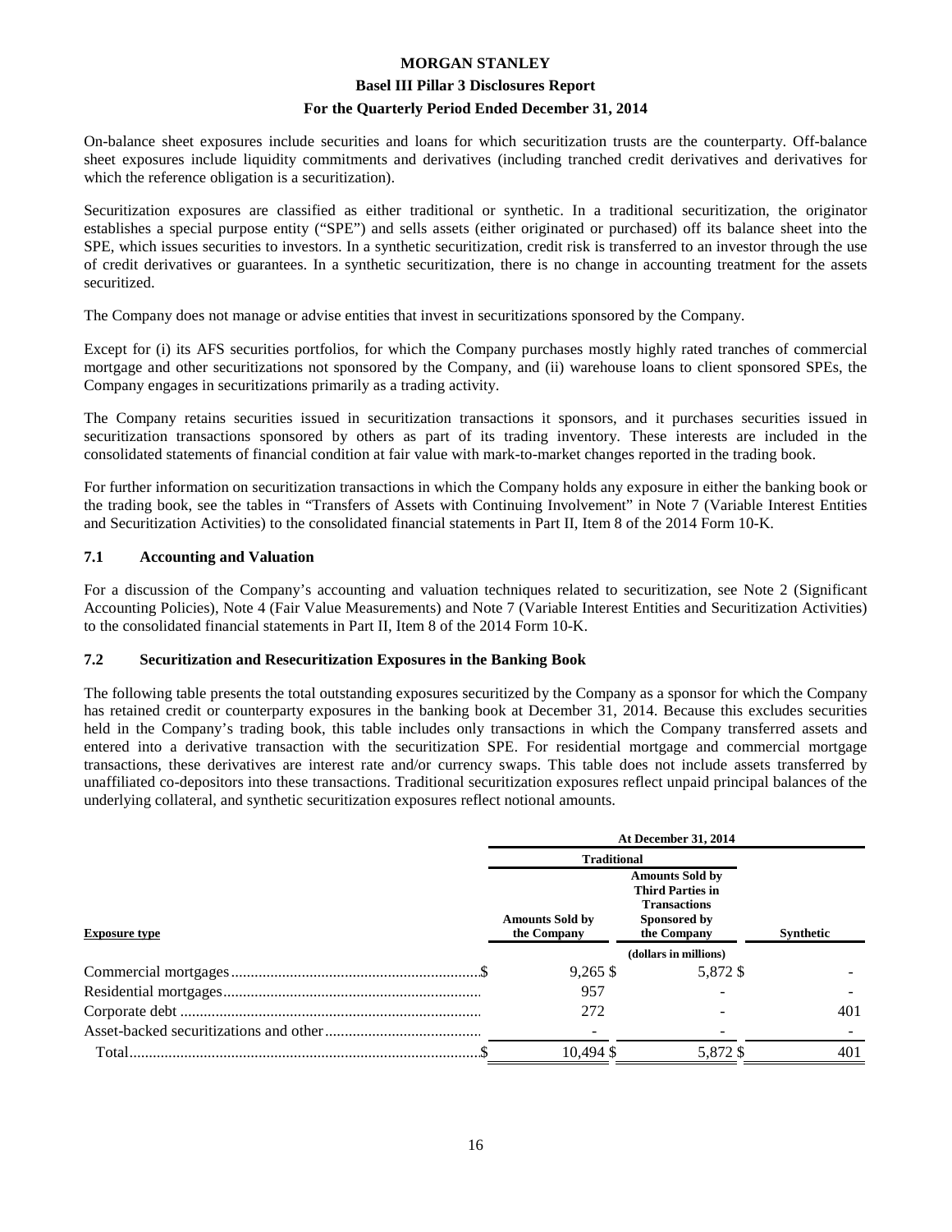On-balance sheet exposures include securities and loans for which securitization trusts are the counterparty. Off-balance sheet exposures include liquidity commitments and derivatives (including tranched credit derivatives and derivatives for which the reference obligation is a securitization).

Securitization exposures are classified as either traditional or synthetic. In a traditional securitization, the originator establishes a special purpose entity ("SPE") and sells assets (either originated or purchased) off its balance sheet into the SPE, which issues securities to investors. In a synthetic securitization, credit risk is transferred to an investor through the use of credit derivatives or guarantees. In a synthetic securitization, there is no change in accounting treatment for the assets securitized.

The Company does not manage or advise entities that invest in securitizations sponsored by the Company.

Except for (i) its AFS securities portfolios, for which the Company purchases mostly highly rated tranches of commercial mortgage and other securitizations not sponsored by the Company, and (ii) warehouse loans to client sponsored SPEs, the Company engages in securitizations primarily as a trading activity.

The Company retains securities issued in securitization transactions it sponsors, and it purchases securities issued in securitization transactions sponsored by others as part of its trading inventory. These interests are included in the consolidated statements of financial condition at fair value with mark-to-market changes reported in the trading book.

For further information on securitization transactions in which the Company holds any exposure in either the banking book or the trading book, see the tables in "Transfers of Assets with Continuing Involvement" in Note 7 (Variable Interest Entities and Securitization Activities) to the consolidated financial statements in Part II, Item 8 of the 2014 Form 10-K.

## 7.1 Accounting and Valuation

For a discussion of the Company's accounting and valuation techniques related to securitization, see Note 2 (Significant Accounting Policies), Note 4 (Fair Value Measurements) and Note 7 (Variable Interest Entities and Securitization Activities) to the consolidated financial statements in Part II, Item 8 of the 2014 Form 10-K.

## 7.2 Securitization and Resecuritization Exposures in the Banking Book

The following table presents the total outstanding exposures securitized by the Company as a sponsor for which the Company has retained credit or counterparty exposures in the banking book at December 31, 2014. Because this excludes securities held in the Company's trading book, this table includes only transactions in which the Company transferred assets and entered into a derivative transaction with the securitization SPE. For residential mortgage and commercial mortgage transactions, these derivatives are interest rate and/or currency swaps. This table does not include assets transferred by unaffiliated co-depositors into these transactions. Traditional securitization exposures reflect unpaid principal balances of the underlying collateral, and synthetic securitization exposures reflect notional amounts.

| | At December 31, 2014 | | |
|---|---|---|---|
| | Traditional | | |
| **Exposure type** | Amounts Sold by the Company | Amounts Sold by Third Parties in Transactions Sponsored by the Company | Synthetic |
| | (dollars in millions) | | |
| Commercial mortgages | $ 9,265 | $ 5,872 | $ - |
| Residential mortgages | 957 | - | - |
| Corporate debt | 272 | - | 401 |
| Asset-backed securitizations and other | - | - | - |
| Total | $ 10,494 | $ 5,872 | $ 401 |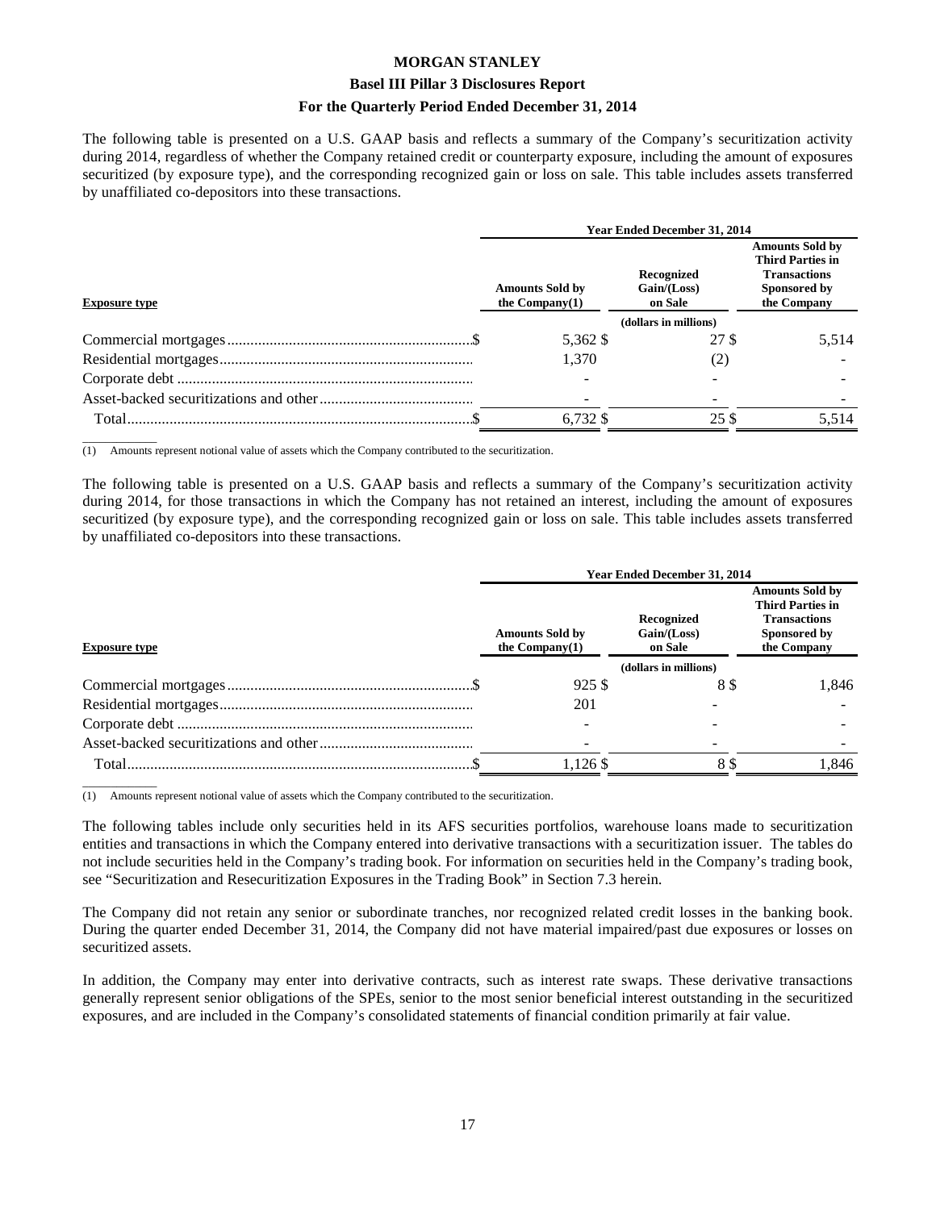The following table is presented on a U.S. GAAP basis and reflects a summary of the Company's securitization activity during 2014, regardless of whether the Company retained credit or counterparty exposure, including the amount of exposures securitized (by exposure type), and the corresponding recognized gain or loss on sale. This table includes assets transferred by unaffiliated co-depositors into these transactions.

| | Year Ended December 31, 2014 | | |
|---|---|---|---|
| **Exposure type** | **Amounts Sold by the Company(1)** | **Recognized Gain/(Loss) on Sale** | **Amounts Sold by Third Parties in Transactions Sponsored by the Company** |
| | | (dollars in millions) | |
| Commercial mortgages | $ 5,362 | $ 27 | $ 5,514 |
| Residential mortgages | 1,370 | (2) | - |
| Corporate debt | - | - | - |
| Asset-backed securitizations and other | - | - | - |
| Total | $ 6,732 | $ 25 | $ 5,514 |

(1) Amounts represent notional value of assets which the Company contributed to the securitization.

The following table is presented on a U.S. GAAP basis and reflects a summary of the Company's securitization activity during 2014, for those transactions in which the Company has not retained an interest, including the amount of exposures securitized (by exposure type), and the corresponding recognized gain or loss on sale. This table includes assets transferred by unaffiliated co-depositors into these transactions.

| | Year Ended December 31, 2014 | | |
|---|---|---|---|
| **Exposure type** | **Amounts Sold by the Company(1)** | **Recognized Gain/(Loss) on Sale** | **Amounts Sold by Third Parties in Transactions Sponsored by the Company** |
| | | (dollars in millions) | |
| Commercial mortgages | $ 925 | $ 8 | $ 1,846 |
| Residential mortgages | 201 | - | - |
| Corporate debt | - | - | - |
| Asset-backed securitizations and other | - | - | - |
| Total | $ 1,126 | $ 8 | $ 1,846 |

(1) Amounts represent notional value of assets which the Company contributed to the securitization.

The following tables include only securities held in its AFS securities portfolios, warehouse loans made to securitization entities and transactions in which the Company entered into derivative transactions with a securitization issuer. The tables do not include securities held in the Company's trading book. For information on securities held in the Company's trading book, see "Securitization and Resecuritization Exposures in the Trading Book" in Section 7.3 herein.

The Company did not retain any senior or subordinate tranches, nor recognized related credit losses in the banking book. During the quarter ended December 31, 2014, the Company did not have material impaired/past due exposures or losses on securitized assets.

In addition, the Company may enter into derivative contracts, such as interest rate swaps. These derivative transactions generally represent senior obligations of the SPEs, senior to the most senior beneficial interest outstanding in the securitized exposures, and are included in the Company's consolidated statements of financial condition primarily at fair value.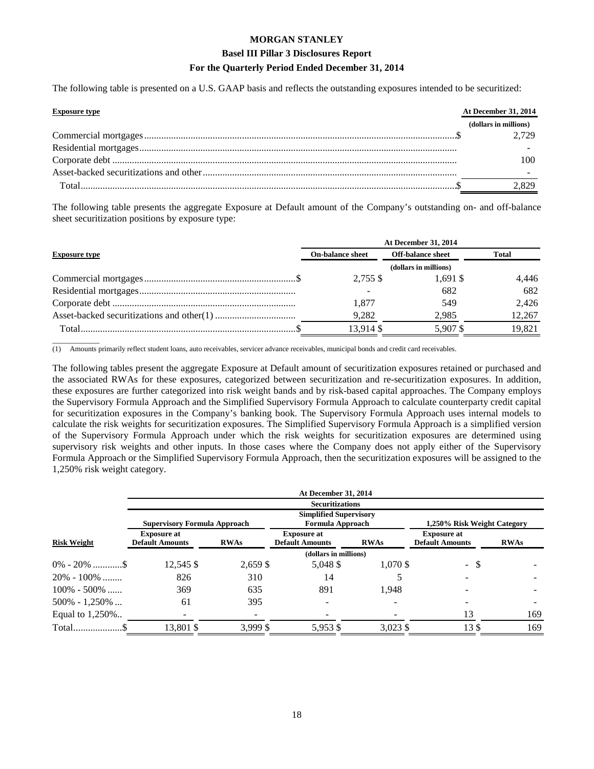The following table is presented on a U.S. GAAP basis and reflects the outstanding exposures intended to be securitized:

| Exposure type | At December 31, 2014 |
|---|---|
| | (dollars in millions) |
| Commercial mortgages | $ 2,729 |
| Residential mortgages | - |
| Corporate debt | 100 |
| Asset-backed securitizations and other | - |
| Total | $ 2,829 |

The following table presents the aggregate Exposure at Default amount of the Company's outstanding on- and off-balance sheet securitization positions by exposure type:

| | At December 31, 2014 | | |
|---|---|---|---|
| Exposure type | On-balance sheet | Off-balance sheet | Total |
| | (dollars in millions) | | |
| Commercial mortgages | $ 2,755 | $ 1,691 | $ 4,446 |
| Residential mortgages | - | 682 | 682 |
| Corporate debt | 1,877 | 549 | 2,426 |
| Asset-backed securitizations and other(1) | 9,282 | 2,985 | 12,267 |
| Total | $ 13,914 | $ 5,907 | $ 19,821 |

(1) Amounts primarily reflect student loans, auto receivables, servicer advance receivables, municipal bonds and credit card receivables.

The following tables present the aggregate Exposure at Default amount of securitization exposures retained or purchased and the associated RWAs for these exposures, categorized between securitization and re-securitization exposures. In addition, these exposures are further categorized into risk weight bands and by risk-based capital approaches. The Company employs the Supervisory Formula Approach and the Simplified Supervisory Formula Approach to calculate counterparty credit capital for securitization exposures in the Company's banking book. The Supervisory Formula Approach uses internal models to calculate the risk weights for securitization exposures. The Simplified Supervisory Formula Approach is a simplified version of the Supervisory Formula Approach under which the risk weights for securitization exposures are determined using supervisory risk weights and other inputs. In those cases where the Company does not apply either of the Supervisory Formula Approach or the Simplified Supervisory Formula Approach, then the securitization exposures will be assigned to the 1,250% risk weight category.

| | At December 31, 2014 | | | | | |
|---|---|---|---|---|---|---|
| | Securitizations | | | | | |
| | Supervisory Formula Approach | | Simplified Supervisory Formula Approach | | 1,250% Risk Weight Category | |
| Risk Weight | Exposure at Default Amounts | RWAs | Exposure at Default Amounts | RWAs | Exposure at Default Amounts | RWAs |
| | (dollars in millions) | | | | | |
| 0% - 20% | $ 12,545 | $ 2,659 | $ 5,048 | $ 1,070 | $ - | $ - |
| 20% - 100% | 826 | 310 | 14 | 5 | - | - |
| 100% - 500% | 369 | 635 | 891 | 1,948 | - | - |
| 500% - 1,250% | 61 | 395 | - | - | - | - |
| Equal to 1,250% | - | - | - | - | 13 | 169 |
| Total | $ 13,801 | $ 3,999 | $ 5,953 | $ 3,023 | $ 13 | $ 169 |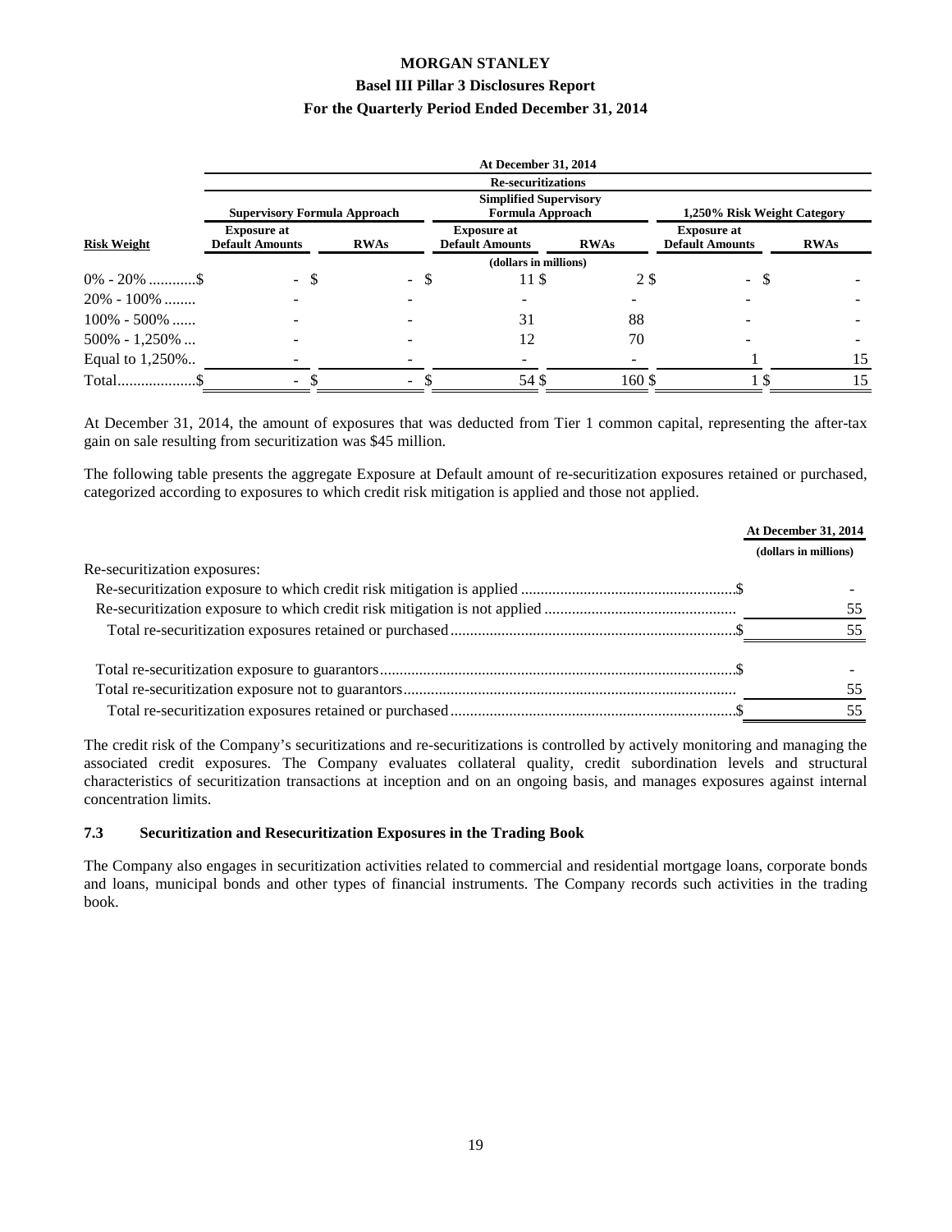| | At December 31, 2014 | | | | | |
|---|---|---|---|---|---|---|
| | Re-securitizations | | | | | |
| | Supervisory Formula Approach | | Simplified Supervisory Formula Approach | | 1,250% Risk Weight Category | |
| Risk Weight | Exposure at Default Amounts | RWAs | Exposure at Default Amounts | RWAs | Exposure at Default Amounts | RWAs |
| | (dollars in millions) | | | | | |
| 0% - 20% ............$ | - $ | - $ | 11 $ | 2 $ | - $ | - |
| 20% - 100% ........ | - | - | - | - | - | - |
| 100% - 500% ...... | - | - | 31 | 88 | - | - |
| 500% - 1,250% ... | - | - | 12 | 70 | - | - |
| Equal to 1,250%.. | - | - | - | - | 1 | 15 |
| Total....................$ | - $ | - $ | 54 $ | 160 $ | 1 $ | 15 |

At December 31, 2014, the amount of exposures that was deducted from Tier 1 common capital, representing the after-tax gain on sale resulting from securitization was $45 million.

The following table presents the aggregate Exposure at Default amount of re-securitization exposures retained or purchased, categorized according to exposures to which credit risk mitigation is applied and those not applied.

| | At December 31, 2014 |
|---|---|
| | (dollars in millions) |
| Re-securitization exposures: | |
| Re-securitization exposure to which credit risk mitigation is applied ......................................................$ | - |
| Re-securitization exposure to which credit risk mitigation is not applied ................................................ | 55 |
| Total re-securitization exposures retained or purchased........................................................................$ | 55 |
| | |
| Total re-securitization exposure to guarantors..........................................................................................$ | - |
| Total re-securitization exposure not to guarantors.................................................................................... | 55 |
| Total re-securitization exposures retained or purchased........................................................................$ | 55 |

The credit risk of the Company's securitizations and re-securitizations is controlled by actively monitoring and managing the associated credit exposures. The Company evaluates collateral quality, credit subordination levels and structural characteristics of securitization transactions at inception and on an ongoing basis, and manages exposures against internal concentration limits.

### 7.3 Securitization and Resecuritization Exposures in the Trading Book

The Company also engages in securitization activities related to commercial and residential mortgage loans, corporate bonds and loans, municipal bonds and other types of financial instruments. The Company records such activities in the trading book.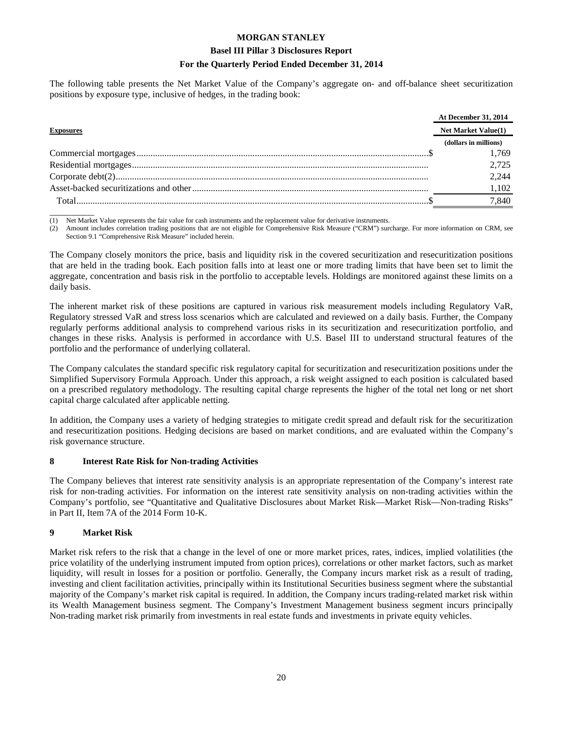The following table presents the Net Market Value of the Company's aggregate on- and off-balance sheet securitization positions by exposure type, inclusive of hedges, in the trading book:

| Exposures | At December 31, 2014 Net Market Value(1) |
|---|---|
| | (dollars in millions) |
| Commercial mortgages | $ 1,769 |
| Residential mortgages | 2,725 |
| Corporate debt(2) | 2,244 |
| Asset-backed securitizations and other | 1,102 |
| Total | $ 7,840 |

(1) Net Market Value represents the fair value for cash instruments and the replacement value for derivative instruments.
(2) Amount includes correlation trading positions that are not eligible for Comprehensive Risk Measure ("CRM") surcharge. For more information on CRM, see Section 9.1 "Comprehensive Risk Measure" included herein.

The Company closely monitors the price, basis and liquidity risk in the covered securitization and resecuritization positions that are held in the trading book. Each position falls into at least one or more trading limits that have been set to limit the aggregate, concentration and basis risk in the portfolio to acceptable levels. Holdings are monitored against these limits on a daily basis.

The inherent market risk of these positions are captured in various risk measurement models including Regulatory VaR, Regulatory stressed VaR and stress loss scenarios which are calculated and reviewed on a daily basis. Further, the Company regularly performs additional analysis to comprehend various risks in its securitization and resecuritization portfolio, and changes in these risks. Analysis is performed in accordance with U.S. Basel III to understand structural features of the portfolio and the performance of underlying collateral.

The Company calculates the standard specific risk regulatory capital for securitization and resecuritization positions under the Simplified Supervisory Formula Approach. Under this approach, a risk weight assigned to each position is calculated based on a prescribed regulatory methodology. The resulting capital charge represents the higher of the total net long or net short capital charge calculated after applicable netting.

In addition, the Company uses a variety of hedging strategies to mitigate credit spread and default risk for the securitization and resecuritization positions. Hedging decisions are based on market conditions, and are evaluated within the Company's risk governance structure.

## 8 Interest Rate Risk for Non-trading Activities

The Company believes that interest rate sensitivity analysis is an appropriate representation of the Company's interest rate risk for non-trading activities. For information on the interest rate sensitivity analysis on non-trading activities within the Company's portfolio, see "Quantitative and Qualitative Disclosures about Market Risk—Market Risk—Non-trading Risks" in Part II, Item 7A of the 2014 Form 10-K.

## 9 Market Risk

Market risk refers to the risk that a change in the level of one or more market prices, rates, indices, implied volatilities (the price volatility of the underlying instrument imputed from option prices), correlations or other market factors, such as market liquidity, will result in losses for a position or portfolio. Generally, the Company incurs market risk as a result of trading, investing and client facilitation activities, principally within its Institutional Securities business segment where the substantial majority of the Company's market risk capital is required. In addition, the Company incurs trading-related market risk within its Wealth Management business segment. The Company's Investment Management business segment incurs principally Non-trading market risk primarily from investments in real estate funds and investments in private equity vehicles.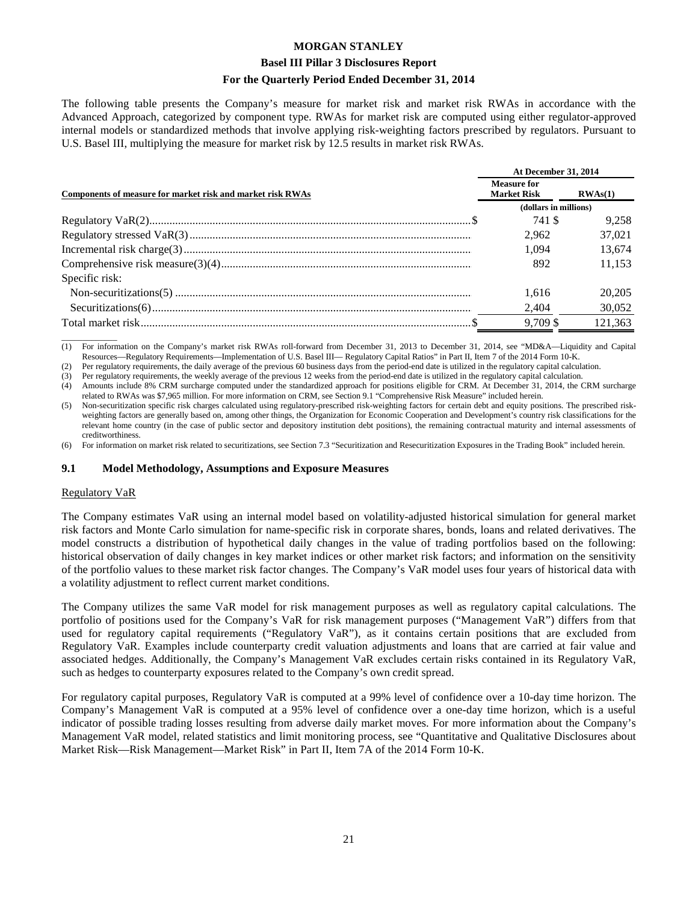The following table presents the Company's measure for market risk and market risk RWAs in accordance with the Advanced Approach, categorized by component type. RWAs for market risk are computed using either regulator-approved internal models or standardized methods that involve applying risk-weighting factors prescribed by regulators. Pursuant to U.S. Basel III, multiplying the measure for market risk by 12.5 results in market risk RWAs.

| Components of measure for market risk and market risk RWAs | At December 31, 2014 | |
|---|---|---|
| | Measure for Market Risk | RWAs(1) |
| | (dollars in millions) | |
| Regulatory VaR(2) | $ 741 | $ 9,258 |
| Regulatory stressed VaR(3) | 2,962 | 37,021 |
| Incremental risk charge(3) | 1,094 | 13,674 |
| Comprehensive risk measure(3)(4) | 892 | 11,153 |
| Specific risk: | | |
| Non-securitizations(5) | 1,616 | 20,205 |
| Securitizations(6) | 2,404 | 30,052 |
| Total market risk | $ 9,709 | $ 121,363 |

(1) For information on the Company's market risk RWAs roll-forward from December 31, 2013 to December 31, 2014, see "MD&A—Liquidity and Capital Resources—Regulatory Requirements—Implementation of U.S. Basel III— Regulatory Capital Ratios" in Part II, Item 7 of the 2014 Form 10-K.

(2) Per regulatory requirements, the daily average of the previous 60 business days from the period-end date is utilized in the regulatory capital calculation.

(3) Per regulatory requirements, the weekly average of the previous 12 weeks from the period-end date is utilized in the regulatory capital calculation.

(4) Amounts include 8% CRM surcharge computed under the standardized approach for positions eligible for CRM. At December 31, 2014, the CRM surcharge related to RWAs was $7,965 million. For more information on CRM, see Section 9.1 "Comprehensive Risk Measure" included herein.

(5) Non-securitization specific risk charges calculated using regulatory-prescribed risk-weighting factors for certain debt and equity positions. The prescribed risk-weighting factors are generally based on, among other things, the Organization for Economic Cooperation and Development's country risk classifications for the relevant home country (in the case of public sector and depository institution debt positions), the remaining contractual maturity and internal assessments of creditworthiness.

(6) For information on market risk related to securitizations, see Section 7.3 "Securitization and Resecuritization Exposures in the Trading Book" included herein.

## 9.1 Model Methodology, Assumptions and Exposure Measures

Regulatory VaR

The Company estimates VaR using an internal model based on volatility-adjusted historical simulation for general market risk factors and Monte Carlo simulation for name-specific risk in corporate shares, bonds, loans and related derivatives. The model constructs a distribution of hypothetical daily changes in the value of trading portfolios based on the following: historical observation of daily changes in key market indices or other market risk factors; and information on the sensitivity of the portfolio values to these market risk factor changes. The Company's VaR model uses four years of historical data with a volatility adjustment to reflect current market conditions.

The Company utilizes the same VaR model for risk management purposes as well as regulatory capital calculations. The portfolio of positions used for the Company's VaR for risk management purposes ("Management VaR") differs from that used for regulatory capital requirements ("Regulatory VaR"), as it contains certain positions that are excluded from Regulatory VaR. Examples include counterparty credit valuation adjustments and loans that are carried at fair value and associated hedges. Additionally, the Company's Management VaR excludes certain risks contained in its Regulatory VaR, such as hedges to counterparty exposures related to the Company's own credit spread.

For regulatory capital purposes, Regulatory VaR is computed at a 99% level of confidence over a 10-day time horizon. The Company's Management VaR is computed at a 95% level of confidence over a one-day time horizon, which is a useful indicator of possible trading losses resulting from adverse daily market moves. For more information about the Company's Management VaR model, related statistics and limit monitoring process, see "Quantitative and Qualitative Disclosures about Market Risk—Risk Management—Market Risk" in Part II, Item 7A of the 2014 Form 10-K.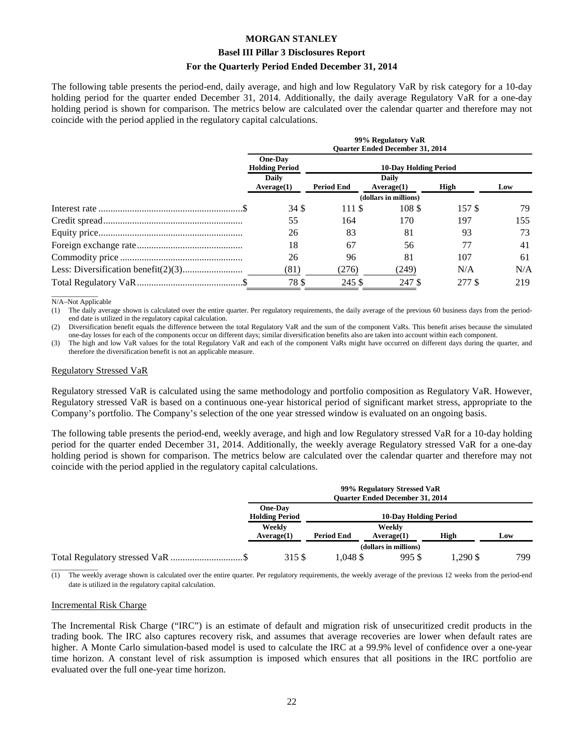The following table presents the period-end, daily average, and high and low Regulatory VaR by risk category for a 10-day holding period for the quarter ended December 31, 2014. Additionally, the daily average Regulatory VaR for a one-day holding period is shown for comparison. The metrics below are calculated over the calendar quarter and therefore may not coincide with the period applied in the regulatory capital calculations.

| | 99% Regulatory VaR Quarter Ended December 31, 2014 | | | | |
|---|---|---|---|---|---|
| | One-Day Holding Period | 10-Day Holding Period | | | |
| | Daily Average(1) | Period End | Daily Average(1) | High | Low |
| | (dollars in millions) | | | | |
| Interest rate | $ 34 | $ 111 | $ 108 | $ 157 | $ 79 |
| Credit spread | 55 | 164 | 170 | 197 | 155 |
| Equity price | 26 | 83 | 81 | 93 | 73 |
| Foreign exchange rate | 18 | 67 | 56 | 77 | 41 |
| Commodity price | 26 | 96 | 81 | 107 | 61 |
| Less: Diversification benefit(2)(3) | (81) | (276) | (249) | N/A | N/A |
| Total Regulatory VaR | $ 78 | $ 245 | $ 247 | $ 277 | $ 219 |

N/A–Not Applicable

(1) The daily average shown is calculated over the entire quarter. Per regulatory requirements, the daily average of the previous 60 business days from the period-end date is utilized in the regulatory capital calculation.

(2) Diversification benefit equals the difference between the total Regulatory VaR and the sum of the component VaRs. This benefit arises because the simulated one-day losses for each of the components occur on different days; similar diversification benefits also are taken into account within each component.

(3) The high and low VaR values for the total Regulatory VaR and each of the component VaRs might have occurred on different days during the quarter, and therefore the diversification benefit is not an applicable measure.

Regulatory Stressed VaR

Regulatory stressed VaR is calculated using the same methodology and portfolio composition as Regulatory VaR. However, Regulatory stressed VaR is based on a continuous one-year historical period of significant market stress, appropriate to the Company's portfolio. The Company's selection of the one year stressed window is evaluated on an ongoing basis.

The following table presents the period-end, weekly average, and high and low Regulatory stressed VaR for a 10-day holding period for the quarter ended December 31, 2014. Additionally, the weekly average Regulatory stressed VaR for a one-day holding period is shown for comparison. The metrics below are calculated over the calendar quarter and therefore may not coincide with the period applied in the regulatory capital calculations.

| | 99% Regulatory Stressed VaR Quarter Ended December 31, 2014 | | | | |
|---|---|---|---|---|---|
| | One-Day Holding Period | 10-Day Holding Period | | | |
| | Weekly Average(1) | Period End | Weekly Average(1) | High | Low |
| | (dollars in millions) | | | | |
| Total Regulatory stressed VaR | $ 315 | $ 1,048 | $ 995 | $ 1,290 | $ 799 |

(1) The weekly average shown is calculated over the entire quarter. Per regulatory requirements, the weekly average of the previous 12 weeks from the period-end date is utilized in the regulatory capital calculation.

Incremental Risk Charge

The Incremental Risk Charge ("IRC") is an estimate of default and migration risk of unsecuritized credit products in the trading book. The IRC also captures recovery risk, and assumes that average recoveries are lower when default rates are higher. A Monte Carlo simulation-based model is used to calculate the IRC at a 99.9% level of confidence over a one-year time horizon. A constant level of risk assumption is imposed which ensures that all positions in the IRC portfolio are evaluated over the full one-year time horizon.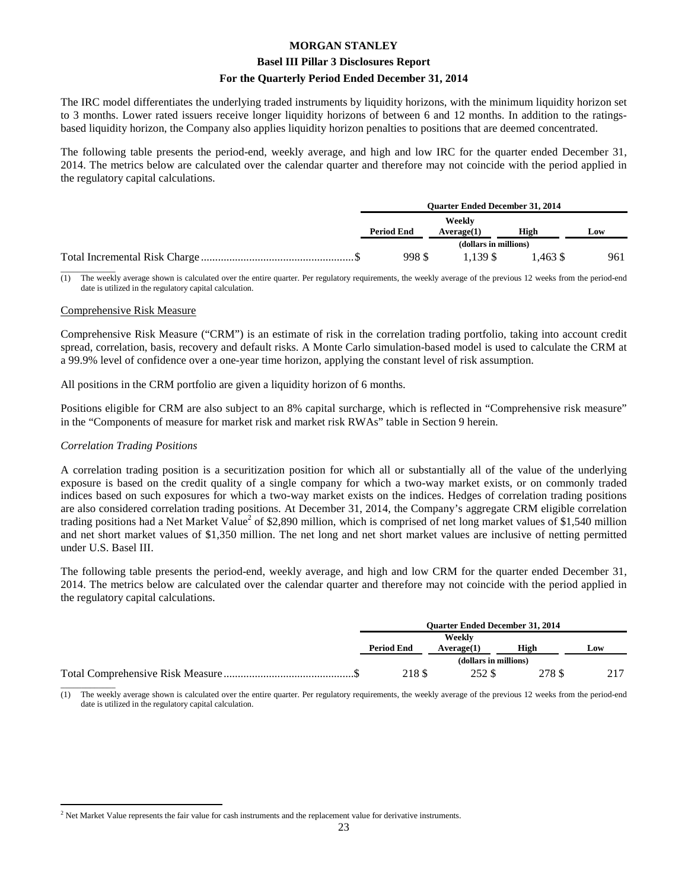The IRC model differentiates the underlying traded instruments by liquidity horizons, with the minimum liquidity horizon set to 3 months. Lower rated issuers receive longer liquidity horizons of between 6 and 12 months. In addition to the ratings-based liquidity horizon, the Company also applies liquidity horizon penalties to positions that are deemed concentrated.

The following table presents the period-end, weekly average, and high and low IRC for the quarter ended December 31, 2014. The metrics below are calculated over the calendar quarter and therefore may not coincide with the period applied in the regulatory capital calculations.

| | Quarter Ended December 31, 2014 | | | |
|---|---|---|---|---|
| | Period End | Weekly Average(1) | High | Low |
| | (dollars in millions) | | | |
| Total Incremental Risk Charge | $ 998 | $ 1,139 | $ 1,463 | $ 961 |

(1) The weekly average shown is calculated over the entire quarter. Per regulatory requirements, the weekly average of the previous 12 weeks from the period-end date is utilized in the regulatory capital calculation.

## Comprehensive Risk Measure

Comprehensive Risk Measure ("CRM") is an estimate of risk in the correlation trading portfolio, taking into account credit spread, correlation, basis, recovery and default risks. A Monte Carlo simulation-based model is used to calculate the CRM at a 99.9% level of confidence over a one-year time horizon, applying the constant level of risk assumption.

All positions in the CRM portfolio are given a liquidity horizon of 6 months.

Positions eligible for CRM are also subject to an 8% capital surcharge, which is reflected in "Comprehensive risk measure" in the "Components of measure for market risk and market risk RWAs" table in Section 9 herein.

### *Correlation Trading Positions*

A correlation trading position is a securitization position for which all or substantially all of the value of the underlying exposure is based on the credit quality of a single company for which a two-way market exists, or on commonly traded indices based on such exposures for which a two-way market exists on the indices. Hedges of correlation trading positions are also considered correlation trading positions. At December 31, 2014, the Company's aggregate CRM eligible correlation trading positions had a Net Market Value[2] of $2,890 million, which is comprised of net long market values of $1,540 million and net short market values of $1,350 million. The net long and net short market values are inclusive of netting permitted under U.S. Basel III.

The following table presents the period-end, weekly average, and high and low CRM for the quarter ended December 31, 2014. The metrics below are calculated over the calendar quarter and therefore may not coincide with the period applied in the regulatory capital calculations.

| | Quarter Ended December 31, 2014 | | | |
|---|---|---|---|---|
| | Period End | Weekly Average(1) | High | Low |
| | (dollars in millions) | | | |
| Total Comprehensive Risk Measure | $ 218 | $ 252 | $ 278 | $ 217 |

(1) The weekly average shown is calculated over the entire quarter. Per regulatory requirements, the weekly average of the previous 12 weeks from the period-end date is utilized in the regulatory capital calculation.

[2] Net Market Value represents the fair value for cash instruments and the replacement value for derivative instruments.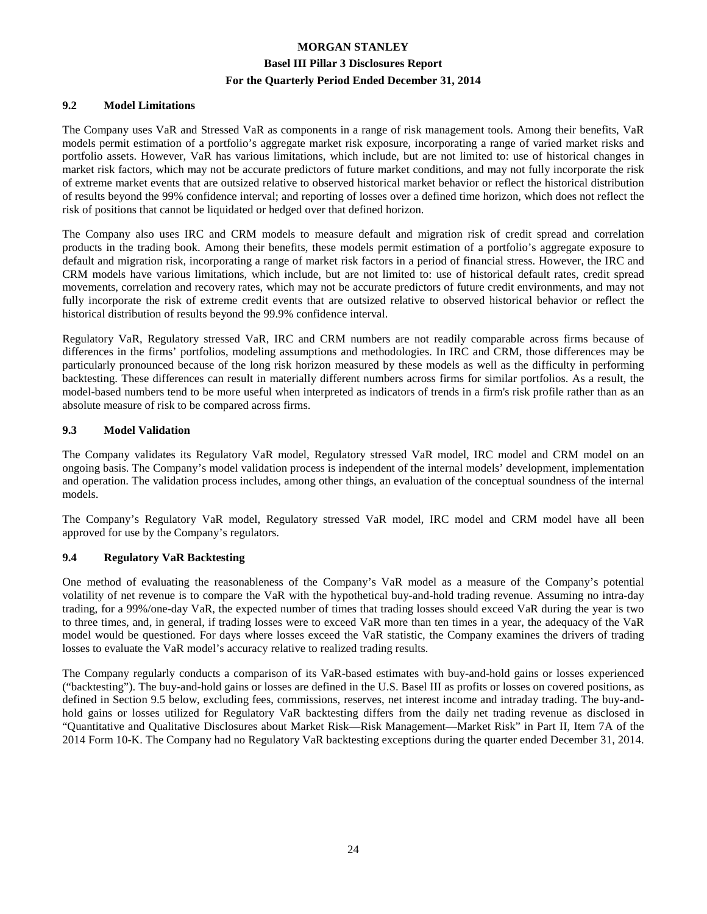### 9.2 Model Limitations

The Company uses VaR and Stressed VaR as components in a range of risk management tools. Among their benefits, VaR models permit estimation of a portfolio's aggregate market risk exposure, incorporating a range of varied market risks and portfolio assets. However, VaR has various limitations, which include, but are not limited to: use of historical changes in market risk factors, which may not be accurate predictors of future market conditions, and may not fully incorporate the risk of extreme market events that are outsized relative to observed historical market behavior or reflect the historical distribution of results beyond the 99% confidence interval; and reporting of losses over a defined time horizon, which does not reflect the risk of positions that cannot be liquidated or hedged over that defined horizon.

The Company also uses IRC and CRM models to measure default and migration risk of credit spread and correlation products in the trading book. Among their benefits, these models permit estimation of a portfolio's aggregate exposure to default and migration risk, incorporating a range of market risk factors in a period of financial stress. However, the IRC and CRM models have various limitations, which include, but are not limited to: use of historical default rates, credit spread movements, correlation and recovery rates, which may not be accurate predictors of future credit environments, and may not fully incorporate the risk of extreme credit events that are outsized relative to observed historical behavior or reflect the historical distribution of results beyond the 99.9% confidence interval.

Regulatory VaR, Regulatory stressed VaR, IRC and CRM numbers are not readily comparable across firms because of differences in the firms' portfolios, modeling assumptions and methodologies. In IRC and CRM, those differences may be particularly pronounced because of the long risk horizon measured by these models as well as the difficulty in performing backtesting. These differences can result in materially different numbers across firms for similar portfolios. As a result, the model-based numbers tend to be more useful when interpreted as indicators of trends in a firm's risk profile rather than as an absolute measure of risk to be compared across firms.

### 9.3 Model Validation

The Company validates its Regulatory VaR model, Regulatory stressed VaR model, IRC model and CRM model on an ongoing basis. The Company's model validation process is independent of the internal models' development, implementation and operation. The validation process includes, among other things, an evaluation of the conceptual soundness of the internal models.

The Company's Regulatory VaR model, Regulatory stressed VaR model, IRC model and CRM model have all been approved for use by the Company's regulators.

### 9.4 Regulatory VaR Backtesting

One method of evaluating the reasonableness of the Company's VaR model as a measure of the Company's potential volatility of net revenue is to compare the VaR with the hypothetical buy-and-hold trading revenue. Assuming no intra-day trading, for a 99%/one-day VaR, the expected number of times that trading losses should exceed VaR during the year is two to three times, and, in general, if trading losses were to exceed VaR more than ten times in a year, the adequacy of the VaR model would be questioned. For days where losses exceed the VaR statistic, the Company examines the drivers of trading losses to evaluate the VaR model's accuracy relative to realized trading results.

The Company regularly conducts a comparison of its VaR-based estimates with buy-and-hold gains or losses experienced ("backtesting"). The buy-and-hold gains or losses are defined in the U.S. Basel III as profits or losses on covered positions, as defined in Section 9.5 below, excluding fees, commissions, reserves, net interest income and intraday trading. The buy-and-hold gains or losses utilized for Regulatory VaR backtesting differs from the daily net trading revenue as disclosed in "Quantitative and Qualitative Disclosures about Market Risk—Risk Management—Market Risk" in Part II, Item 7A of the 2014 Form 10-K. The Company had no Regulatory VaR backtesting exceptions during the quarter ended December 31, 2014.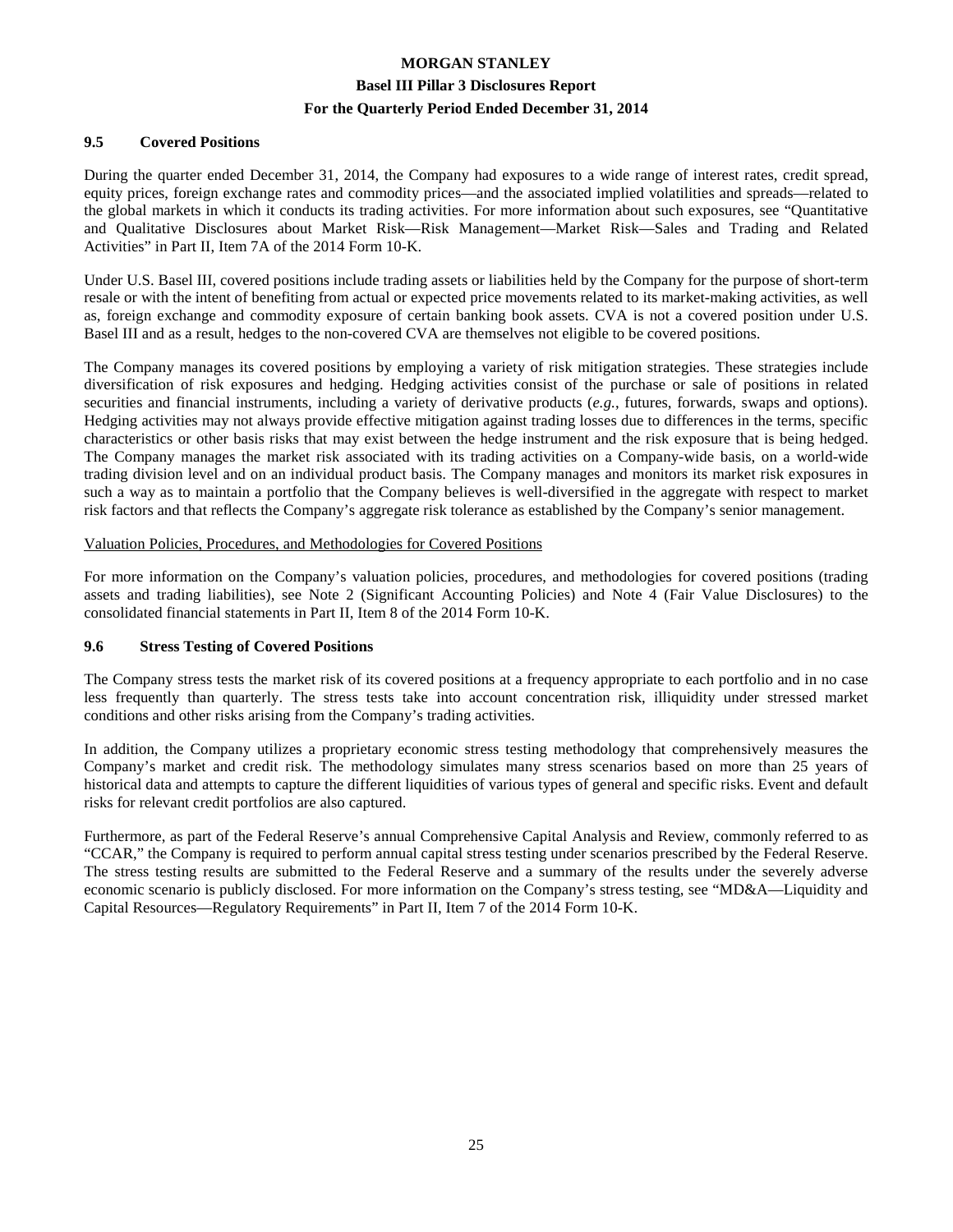### 9.5 Covered Positions

During the quarter ended December 31, 2014, the Company had exposures to a wide range of interest rates, credit spread, equity prices, foreign exchange rates and commodity prices—and the associated implied volatilities and spreads—related to the global markets in which it conducts its trading activities. For more information about such exposures, see "Quantitative and Qualitative Disclosures about Market Risk—Risk Management—Market Risk—Sales and Trading and Related Activities" in Part II, Item 7A of the 2014 Form 10-K.

Under U.S. Basel III, covered positions include trading assets or liabilities held by the Company for the purpose of short-term resale or with the intent of benefiting from actual or expected price movements related to its market-making activities, as well as, foreign exchange and commodity exposure of certain banking book assets. CVA is not a covered position under U.S. Basel III and as a result, hedges to the non-covered CVA are themselves not eligible to be covered positions.

The Company manages its covered positions by employing a variety of risk mitigation strategies. These strategies include diversification of risk exposures and hedging. Hedging activities consist of the purchase or sale of positions in related securities and financial instruments, including a variety of derivative products (*e.g.*, futures, forwards, swaps and options). Hedging activities may not always provide effective mitigation against trading losses due to differences in the terms, specific characteristics or other basis risks that may exist between the hedge instrument and the risk exposure that is being hedged. The Company manages the market risk associated with its trading activities on a Company-wide basis, on a world-wide trading division level and on an individual product basis. The Company manages and monitors its market risk exposures in such a way as to maintain a portfolio that the Company believes is well-diversified in the aggregate with respect to market risk factors and that reflects the Company's aggregate risk tolerance as established by the Company's senior management.

Valuation Policies, Procedures, and Methodologies for Covered Positions

For more information on the Company's valuation policies, procedures, and methodologies for covered positions (trading assets and trading liabilities), see Note 2 (Significant Accounting Policies) and Note 4 (Fair Value Disclosures) to the consolidated financial statements in Part II, Item 8 of the 2014 Form 10-K.

### 9.6 Stress Testing of Covered Positions

The Company stress tests the market risk of its covered positions at a frequency appropriate to each portfolio and in no case less frequently than quarterly. The stress tests take into account concentration risk, illiquidity under stressed market conditions and other risks arising from the Company's trading activities.

In addition, the Company utilizes a proprietary economic stress testing methodology that comprehensively measures the Company's market and credit risk. The methodology simulates many stress scenarios based on more than 25 years of historical data and attempts to capture the different liquidities of various types of general and specific risks. Event and default risks for relevant credit portfolios are also captured.

Furthermore, as part of the Federal Reserve's annual Comprehensive Capital Analysis and Review, commonly referred to as "CCAR," the Company is required to perform annual capital stress testing under scenarios prescribed by the Federal Reserve. The stress testing results are submitted to the Federal Reserve and a summary of the results under the severely adverse economic scenario is publicly disclosed. For more information on the Company's stress testing, see "MD&A—Liquidity and Capital Resources—Regulatory Requirements" in Part II, Item 7 of the 2014 Form 10-K.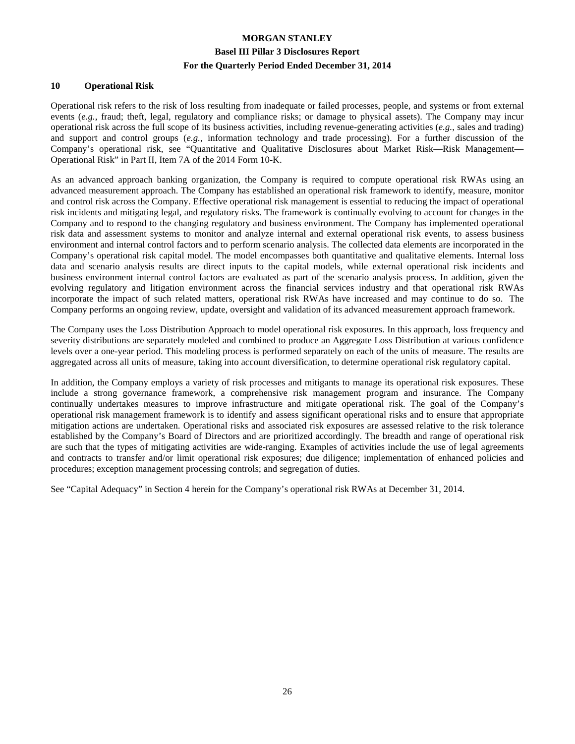## 10 Operational Risk

Operational risk refers to the risk of loss resulting from inadequate or failed processes, people, and systems or from external events (*e.g.*, fraud; theft, legal, regulatory and compliance risks; or damage to physical assets). The Company may incur operational risk across the full scope of its business activities, including revenue-generating activities (*e.g.*, sales and trading) and support and control groups (*e.g.*, information technology and trade processing). For a further discussion of the Company's operational risk, see "Quantitative and Qualitative Disclosures about Market Risk—Risk Management—Operational Risk" in Part II, Item 7A of the 2014 Form 10-K.

As an advanced approach banking organization, the Company is required to compute operational risk RWAs using an advanced measurement approach. The Company has established an operational risk framework to identify, measure, monitor and control risk across the Company. Effective operational risk management is essential to reducing the impact of operational risk incidents and mitigating legal, and regulatory risks. The framework is continually evolving to account for changes in the Company and to respond to the changing regulatory and business environment. The Company has implemented operational risk data and assessment systems to monitor and analyze internal and external operational risk events, to assess business environment and internal control factors and to perform scenario analysis. The collected data elements are incorporated in the Company's operational risk capital model. The model encompasses both quantitative and qualitative elements. Internal loss data and scenario analysis results are direct inputs to the capital models, while external operational risk incidents and business environment internal control factors are evaluated as part of the scenario analysis process. In addition, given the evolving regulatory and litigation environment across the financial services industry and that operational risk RWAs incorporate the impact of such related matters, operational risk RWAs have increased and may continue to do so. The Company performs an ongoing review, update, oversight and validation of its advanced measurement approach framework.

The Company uses the Loss Distribution Approach to model operational risk exposures. In this approach, loss frequency and severity distributions are separately modeled and combined to produce an Aggregate Loss Distribution at various confidence levels over a one-year period. This modeling process is performed separately on each of the units of measure. The results are aggregated across all units of measure, taking into account diversification, to determine operational risk regulatory capital.

In addition, the Company employs a variety of risk processes and mitigants to manage its operational risk exposures. These include a strong governance framework, a comprehensive risk management program and insurance. The Company continually undertakes measures to improve infrastructure and mitigate operational risk. The goal of the Company's operational risk management framework is to identify and assess significant operational risks and to ensure that appropriate mitigation actions are undertaken. Operational risks and associated risk exposures are assessed relative to the risk tolerance established by the Company's Board of Directors and are prioritized accordingly. The breadth and range of operational risk are such that the types of mitigating activities are wide-ranging. Examples of activities include the use of legal agreements and contracts to transfer and/or limit operational risk exposures; due diligence; implementation of enhanced policies and procedures; exception management processing controls; and segregation of duties.

See "Capital Adequacy" in Section 4 herein for the Company's operational risk RWAs at December 31, 2014.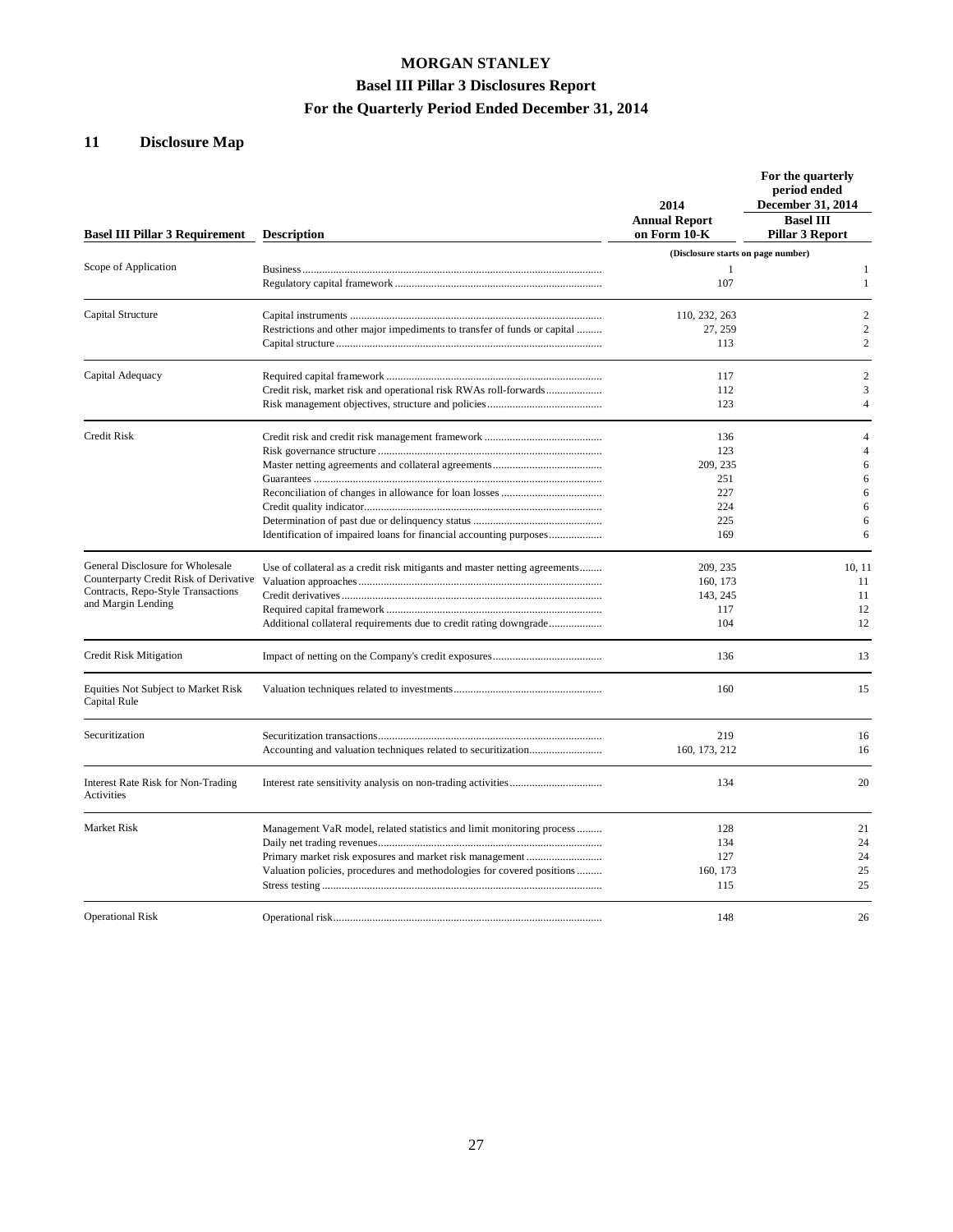# MORGAN STANLEY

## Basel III Pillar 3 Disclosures Report

## For the Quarterly Period Ended December 31, 2014

## 11 Disclosure Map

| Basel III Pillar 3 Requirement | Description | 2014 Annual Report on Form 10-K | For the quarterly period ended December 31, 2014 Basel III Pillar 3 Report |
|---|---|---|---|
| | | (Disclosure starts on page number) | |
| Scope of Application | Business | 1 | 1 |
| | Regulatory capital framework | 107 | 1 |
| Capital Structure | Capital instruments | 110, 232, 263 | 2 |
| | Restrictions and other major impediments to transfer of funds or capital | 27, 259 | 2 |
| | Capital structure | 113 | 2 |
| Capital Adequacy | Required capital framework | 117 | 2 |
| | Credit risk, market risk and operational risk RWAs roll-forwards | 112 | 3 |
| | Risk management objectives, structure and policies | 123 | 4 |
| Credit Risk | Credit risk and credit risk management framework | 136 | 4 |
| | Risk governance structure | 123 | 4 |
| | Master netting agreements and collateral agreements | 209, 235 | 6 |
| | Guarantees | 251 | 6 |
| | Reconciliation of changes in allowance for loan losses | 227 | 6 |
| | Credit quality indicator | 224 | 6 |
| | Determination of past due or delinquency status | 225 | 6 |
| | Identification of impaired loans for financial accounting purposes | 169 | 6 |
| General Disclosure for Wholesale Counterparty Credit Risk of Derivative Contracts, Repo-Style Transactions and Margin Lending | Use of collateral as a credit risk mitigants and master netting agreements | 209, 235 | 10, 11 |
| | Valuation approaches | 160, 173 | 11 |
| | Credit derivatives | 143, 245 | 11 |
| | Required capital framework | 117 | 12 |
| | Additional collateral requirements due to credit rating downgrade | 104 | 12 |
| Credit Risk Mitigation | Impact of netting on the Company's credit exposures | 136 | 13 |
| Equities Not Subject to Market Risk Capital Rule | Valuation techniques related to investments | 160 | 15 |
| Securitization | Securitization transactions | 219 | 16 |
| | Accounting and valuation techniques related to securitization | 160, 173, 212 | 16 |
| Interest Rate Risk for Non-Trading Activities | Interest rate sensitivity analysis on non-trading activities | 134 | 20 |
| Market Risk | Management VaR model, related statistics and limit monitoring process | 128 | 21 |
| | Daily net trading revenues | 134 | 24 |
| | Primary market risk exposures and market risk management | 127 | 24 |
| | Valuation policies, procedures and methodologies for covered positions | 160, 173 | 25 |
| | Stress testing | 115 | 25 |
| Operational Risk | Operational risk | 148 | 26 |